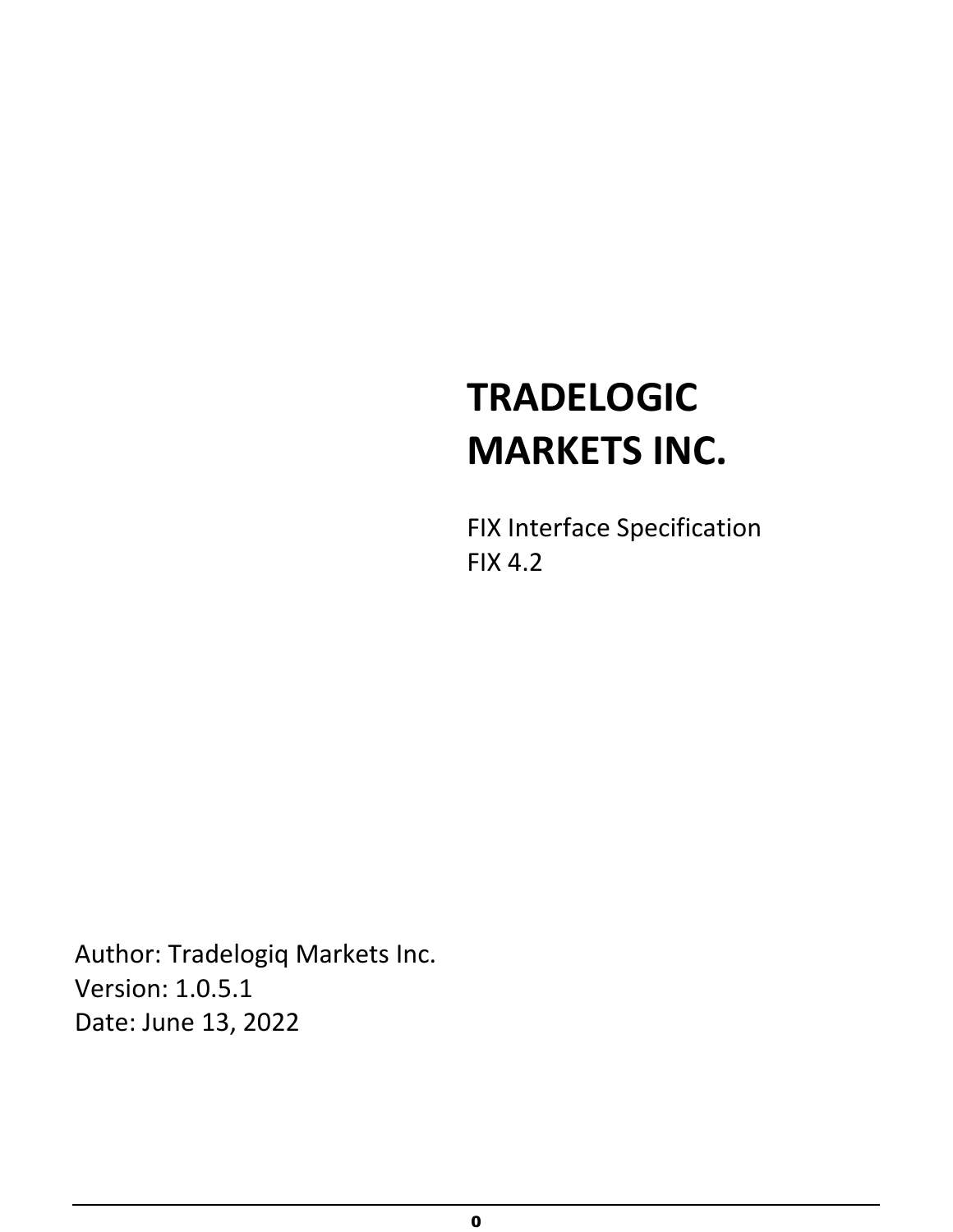# TRADELOGIC MARKETS INC.

FIX Interface Specification
FIX 4.2

Author: Tradelogiq Markets Inc.
Version: 1.0.5.1
Date: June 13, 2022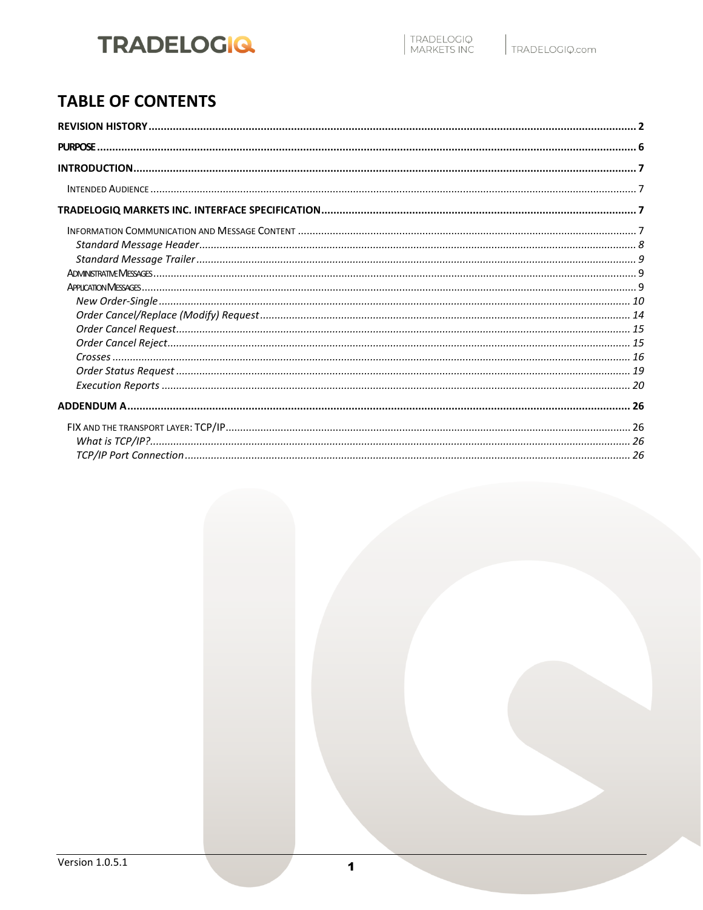# TABLE OF CONTENTS

**REVISION HISTORY** ........ 2

**PURPOSE** ........ 6

**INTRODUCTION** ........ 7

- INTENDED AUDIENCE ........ 7

**TRADELOGIQ MARKETS INC. INTERFACE SPECIFICATION** ........ 7

- INFORMATION COMMUNICATION AND MESSAGE CONTENT ........ 7
  - *Standard Message Header* ........ *8*
  - *Standard Message Trailer* ........ *9*
- ADMINISTRATIVE MESSAGES ........ 9
- APPLICATION MESSAGES ........ 9
  - *New Order-Single* ........ *10*
  - *Order Cancel/Replace (Modify) Request* ........ *14*
  - *Order Cancel Request* ........ *15*
  - *Order Cancel Reject* ........ *15*
  - *Crosses* ........ *16*
  - *Order Status Request* ........ *19*
  - *Execution Reports* ........ *20*

**ADDENDUM A** ........ 26

- FIX AND THE TRANSPORT LAYER: TCP/IP ........ 26
  - *What is TCP/IP?* ........ *26*
  - *TCP/IP Port Connection* ........ *26*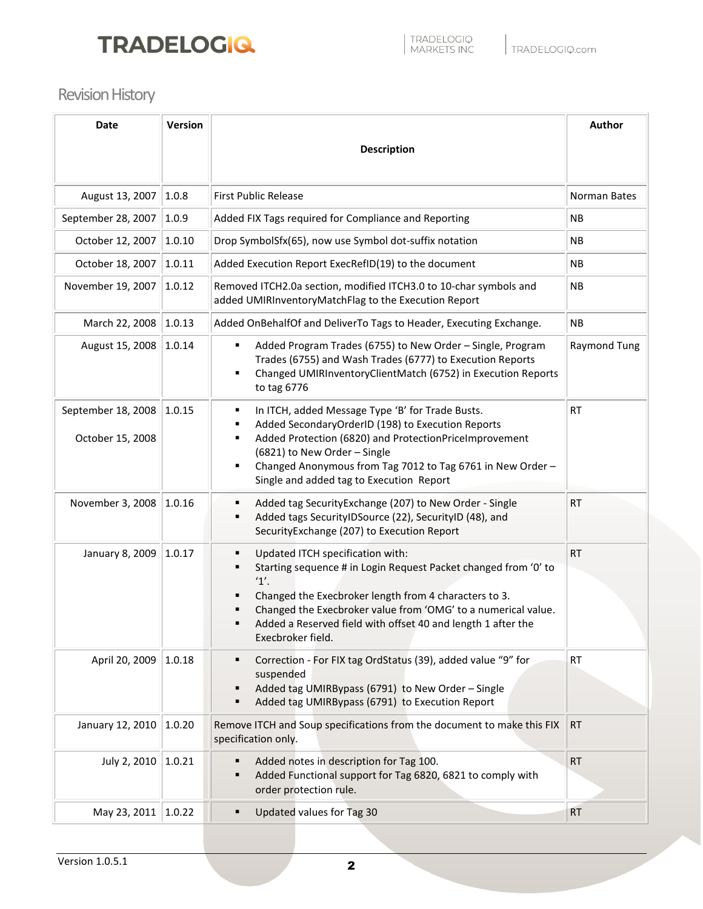## Revision History

| Date | Version | Description | Author |
|---|---|---|---|
| August 13, 2007 | 1.0.8 | First Public Release | Norman Bates |
| September 28, 2007 | 1.0.9 | Added FIX Tags required for Compliance and Reporting | NB |
| October 12, 2007 | 1.0.10 | Drop SymbolSfx(65), now use Symbol dot-suffix notation | NB |
| October 18, 2007 | 1.0.11 | Added Execution Report ExecRefID(19) to the document | NB |
| November 19, 2007 | 1.0.12 | Removed ITCH2.0a section, modified ITCH3.0 to 10-char symbols and added UMIRInventoryMatchFlag to the Execution Report | NB |
| March 22, 2008 | 1.0.13 | Added OnBehalfOf and DeliverTo Tags to Header, Executing Exchange. | NB |
| August 15, 2008 | 1.0.14 | ▪ Added Program Trades (6755) to New Order – Single, Program Trades (6755) and Wash Trades (6777) to Execution Reports<br>▪ Changed UMIRInventoryClientMatch (6752) in Execution Reports to tag 6776 | Raymond Tung |
| September 18, 2008<br><br>October 15, 2008 | 1.0.15 | ▪ In ITCH, added Message Type 'B' for Trade Busts.<br>▪ Added SecondaryOrderID (198) to Execution Reports<br>▪ Added Protection (6820) and ProtectionPriceImprovement (6821) to New Order – Single<br>▪ Changed Anonymous from Tag 7012 to Tag 6761 in New Order – Single and added tag to Execution Report | RT |
| November 3, 2008 | 1.0.16 | ▪ Added tag SecurityExchange (207) to New Order - Single<br>▪ Added tags SecurityIDSource (22), SecurityID (48), and SecurityExchange (207) to Execution Report | RT |
| January 8, 2009 | 1.0.17 | ▪ Updated ITCH specification with:<br>▪ Starting sequence # in Login Request Packet changed from '0' to '1'.<br>▪ Changed the Execbroker length from 4 characters to 3.<br>▪ Changed the Execbroker value from 'OMG' to a numerical value.<br>▪ Added a Reserved field with offset 40 and length 1 after the Execbroker field. | RT |
| April 20, 2009 | 1.0.18 | ▪ Correction - For FIX tag OrdStatus (39), added value "9" for suspended<br>▪ Added tag UMIRBypass (6791) to New Order – Single<br>▪ Added tag UMIRBypass (6791) to Execution Report | RT |
| January 12, 2010 | 1.0.20 | Remove ITCH and Soup specifications from the document to make this FIX specification only. | RT |
| July 2, 2010 | 1.0.21 | ▪ Added notes in description for Tag 100.<br>▪ Added Functional support for Tag 6820, 6821 to comply with order protection rule. | RT |
| May 23, 2011 | 1.0.22 | ▪ Updated values for Tag 30 | RT |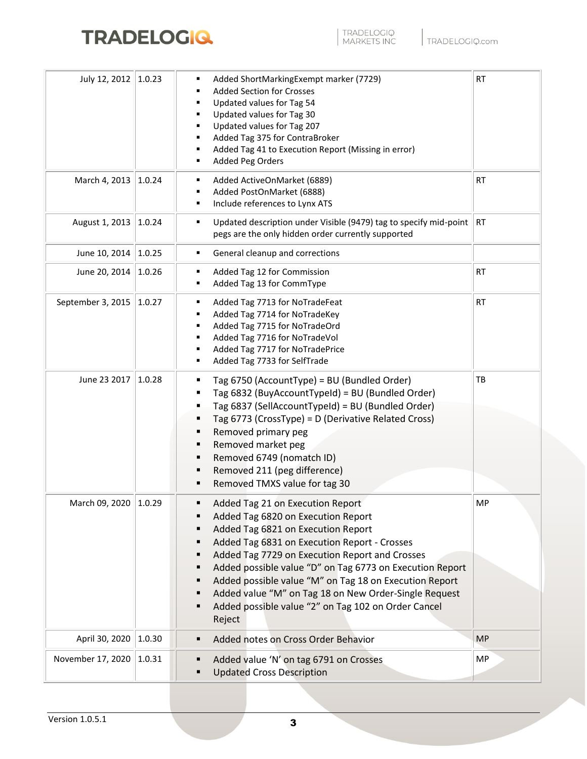| | | | |
|---|---|---|---|
| July 12, 2012 | 1.0.23 | ▪ Added ShortMarkingExempt marker (7729)<br>▪ Added Section for Crosses<br>▪ Updated values for Tag 54<br>▪ Updated values for Tag 30<br>▪ Updated values for Tag 207<br>▪ Added Tag 375 for ContraBroker<br>▪ Added Tag 41 to Execution Report (Missing in error)<br>▪ Added Peg Orders | RT |
| March 4, 2013 | 1.0.24 | ▪ Added ActiveOnMarket (6889)<br>▪ Added PostOnMarket (6888)<br>▪ Include references to Lynx ATS | RT |
| August 1, 2013 | 1.0.24 | ▪ Updated description under Visible (9479) tag to specify mid-point pegs are the only hidden order currently supported | RT |
| June 10, 2014 | 1.0.25 | ▪ General cleanup and corrections | |
| June 20, 2014 | 1.0.26 | ▪ Added Tag 12 for Commission<br>▪ Added Tag 13 for CommType | RT |
| September 3, 2015 | 1.0.27 | ▪ Added Tag 7713 for NoTradeFeat<br>▪ Added Tag 7714 for NoTradeKey<br>▪ Added Tag 7715 for NoTradeOrd<br>▪ Added Tag 7716 for NoTradeVol<br>▪ Added Tag 7717 for NoTradePrice<br>▪ Added Tag 7733 for SelfTrade | RT |
| June 23 2017 | 1.0.28 | ▪ Tag 6750 (AccountType) = BU (Bundled Order)<br>▪ Tag 6832 (BuyAccountTypeId) = BU (Bundled Order)<br>▪ Tag 6837 (SellAccountTypeId) = BU (Bundled Order)<br>▪ Tag 6773 (CrossType) = D (Derivative Related Cross)<br>▪ Removed primary peg<br>▪ Removed market peg<br>▪ Removed 6749 (nomatch ID)<br>▪ Removed 211 (peg difference)<br>▪ Removed TMXS value for tag 30 | TB |
| March 09, 2020 | 1.0.29 | ▪ Added Tag 21 on Execution Report<br>▪ Added Tag 6820 on Execution Report<br>▪ Added Tag 6821 on Execution Report<br>▪ Added Tag 6831 on Execution Report - Crosses<br>▪ Added Tag 7729 on Execution Report and Crosses<br>▪ Added possible value "D" on Tag 6773 on Execution Report<br>▪ Added possible value "M" on Tag 18 on Execution Report<br>▪ Added value "M" on Tag 18 on New Order-Single Request<br>▪ Added possible value "2" on Tag 102 on Order Cancel Reject | MP |
| April 30, 2020 | 1.0.30 | ▪ Added notes on Cross Order Behavior | MP |
| November 17, 2020 | 1.0.31 | ▪ Added value 'N' on tag 6791 on Crosses<br>▪ Updated Cross Description | MP |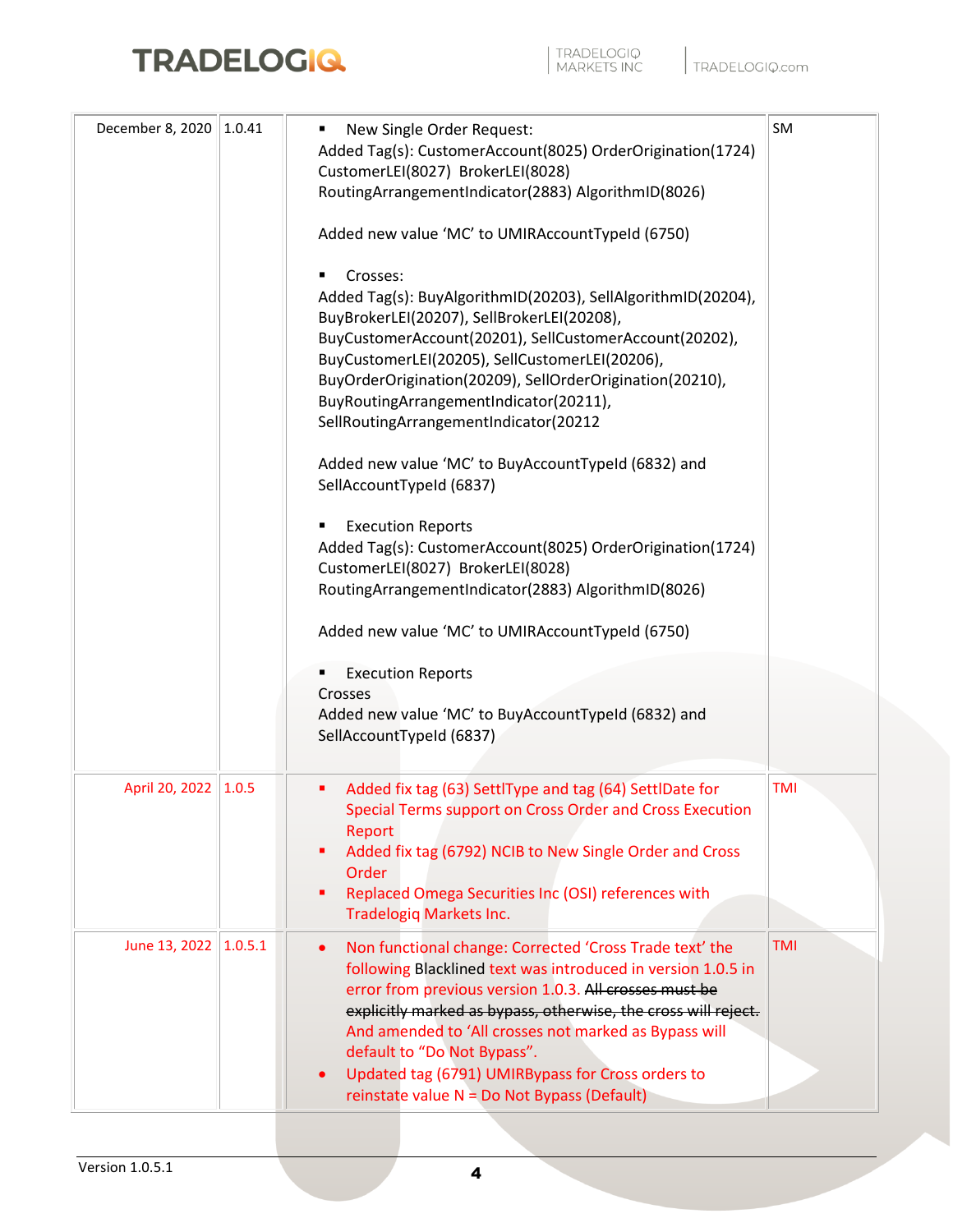| | | | |
|---|---|---|---|
| December 8, 2020 | 1.0.41 | ▪ New Single Order Request:<br>Added Tag(s): CustomerAccount(8025) OrderOrigination(1724) CustomerLEI(8027) BrokerLEI(8028) RoutingArrangementIndicator(2883) AlgorithmID(8026)<br><br>Added new value 'MC' to UMIRAccountTypeId (6750)<br><br>▪ Crosses:<br>Added Tag(s): BuyAlgorithmID(20203), SellAlgorithmID(20204), BuyBrokerLEI(20207), SellBrokerLEI(20208), BuyCustomerAccount(20201), SellCustomerAccount(20202), BuyCustomerLEI(20205), SellCustomerLEI(20206), BuyOrderOrigination(20209), SellOrderOrigination(20210), BuyRoutingArrangementIndicator(20211), SellRoutingArrangementIndicator(20212<br><br>Added new value 'MC' to BuyAccountTypeId (6832) and SellAccountTypeId (6837)<br><br>▪ Execution Reports<br>Added Tag(s): CustomerAccount(8025) OrderOrigination(1724) CustomerLEI(8027) BrokerLEI(8028) RoutingArrangementIndicator(2883) AlgorithmID(8026)<br><br>Added new value 'MC' to UMIRAccountTypeId (6750)<br><br>▪ Execution Reports<br>Crosses<br>Added new value 'MC' to BuyAccountTypeId (6832) and SellAccountTypeId (6837) | SM |
| April 20, 2022 | 1.0.5 | ▪ Added fix tag (63) SettlType and tag (64) SettlDate for Special Terms support on Cross Order and Cross Execution Report<br>▪ Added fix tag (6792) NCIB to New Single Order and Cross Order<br>▪ Replaced Omega Securities Inc (OSI) references with Tradelogiq Markets Inc. | TMI |
| June 13, 2022 | 1.0.5.1 | • Non functional change: Corrected 'Cross Trade text' the following Blacklined text was introduced in version 1.0.5 in error from previous version 1.0.3. ~~All crosses must be explicitly marked as bypass, otherwise, the cross will reject.~~ And amended to 'All crosses not marked as Bypass will default to "Do Not Bypass".<br>• Updated tag (6791) UMIRBypass for Cross orders to reinstate value N = Do Not Bypass (Default) | TMI |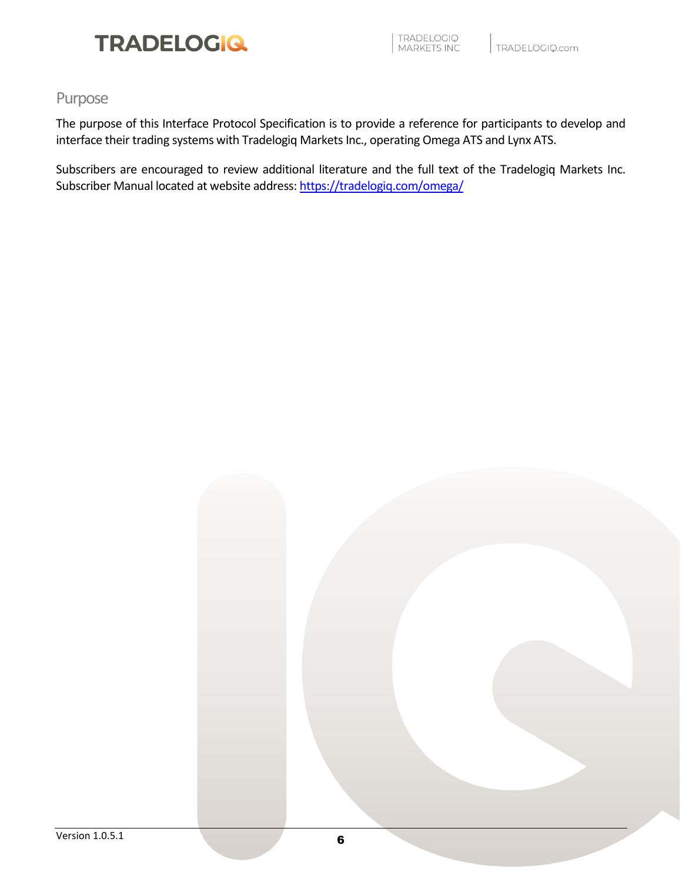## Purpose

The purpose of this Interface Protocol Specification is to provide a reference for participants to develop and interface their trading systems with Tradelogiq Markets Inc., operating Omega ATS and Lynx ATS.

Subscribers are encouraged to review additional literature and the full text of the Tradelogiq Markets Inc. Subscriber Manual located at website address: https://tradelogiq.com/omega/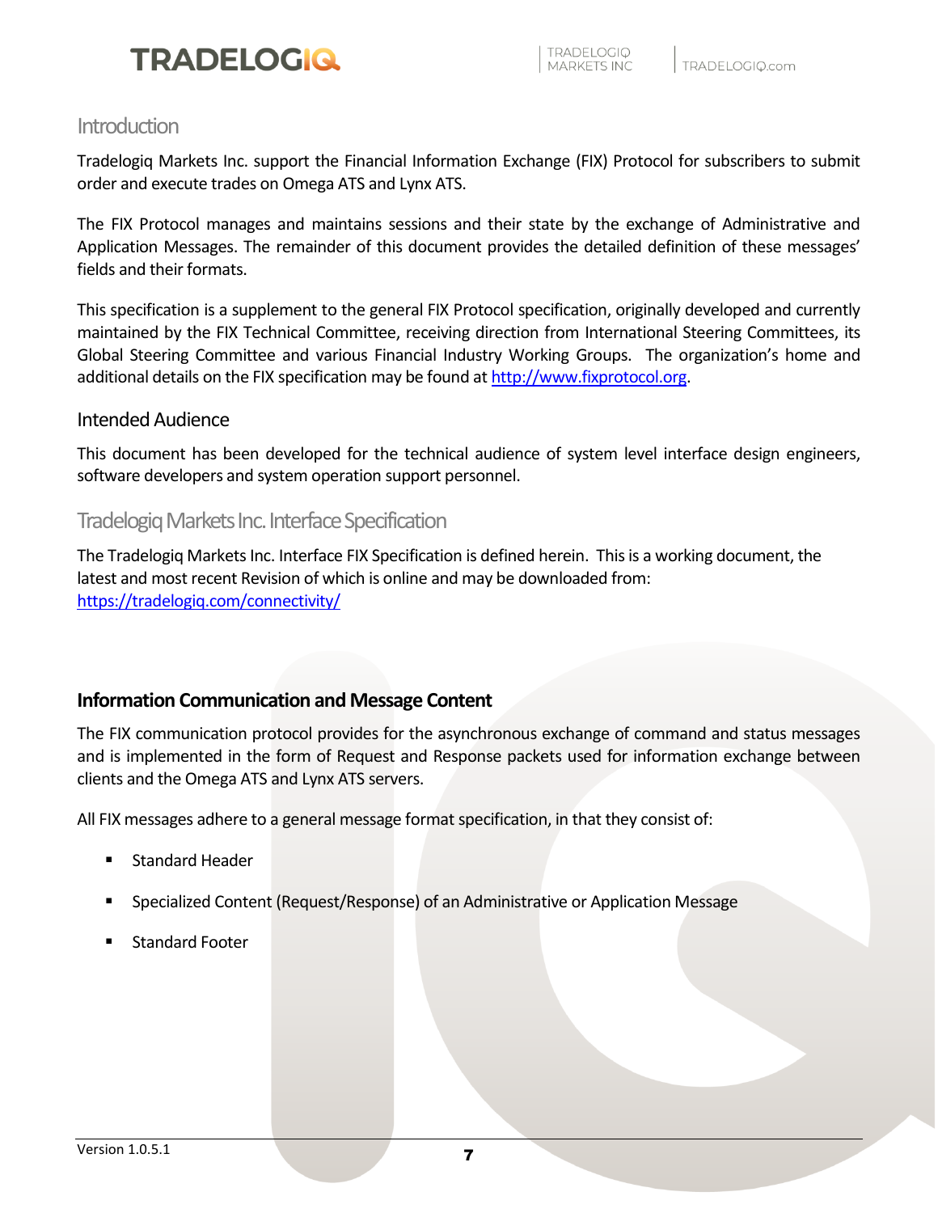## Introduction

Tradelogiq Markets Inc. support the Financial Information Exchange (FIX) Protocol for subscribers to submit order and execute trades on Omega ATS and Lynx ATS.

The FIX Protocol manages and maintains sessions and their state by the exchange of Administrative and Application Messages. The remainder of this document provides the detailed definition of these messages' fields and their formats.

This specification is a supplement to the general FIX Protocol specification, originally developed and currently maintained by the FIX Technical Committee, receiving direction from International Steering Committees, its Global Steering Committee and various Financial Industry Working Groups. The organization's home and additional details on the FIX specification may be found at http://www.fixprotocol.org.

### Intended Audience

This document has been developed for the technical audience of system level interface design engineers, software developers and system operation support personnel.

## Tradelogiq Markets Inc. Interface Specification

The Tradelogiq Markets Inc. Interface FIX Specification is defined herein. This is a working document, the latest and most recent Revision of which is online and may be downloaded from: https://tradelogiq.com/connectivity/

### **Information Communication and Message Content**

The FIX communication protocol provides for the asynchronous exchange of command and status messages and is implemented in the form of Request and Response packets used for information exchange between clients and the Omega ATS and Lynx ATS servers.

All FIX messages adhere to a general message format specification, in that they consist of:

- Standard Header
- Specialized Content (Request/Response) of an Administrative or Application Message
- Standard Footer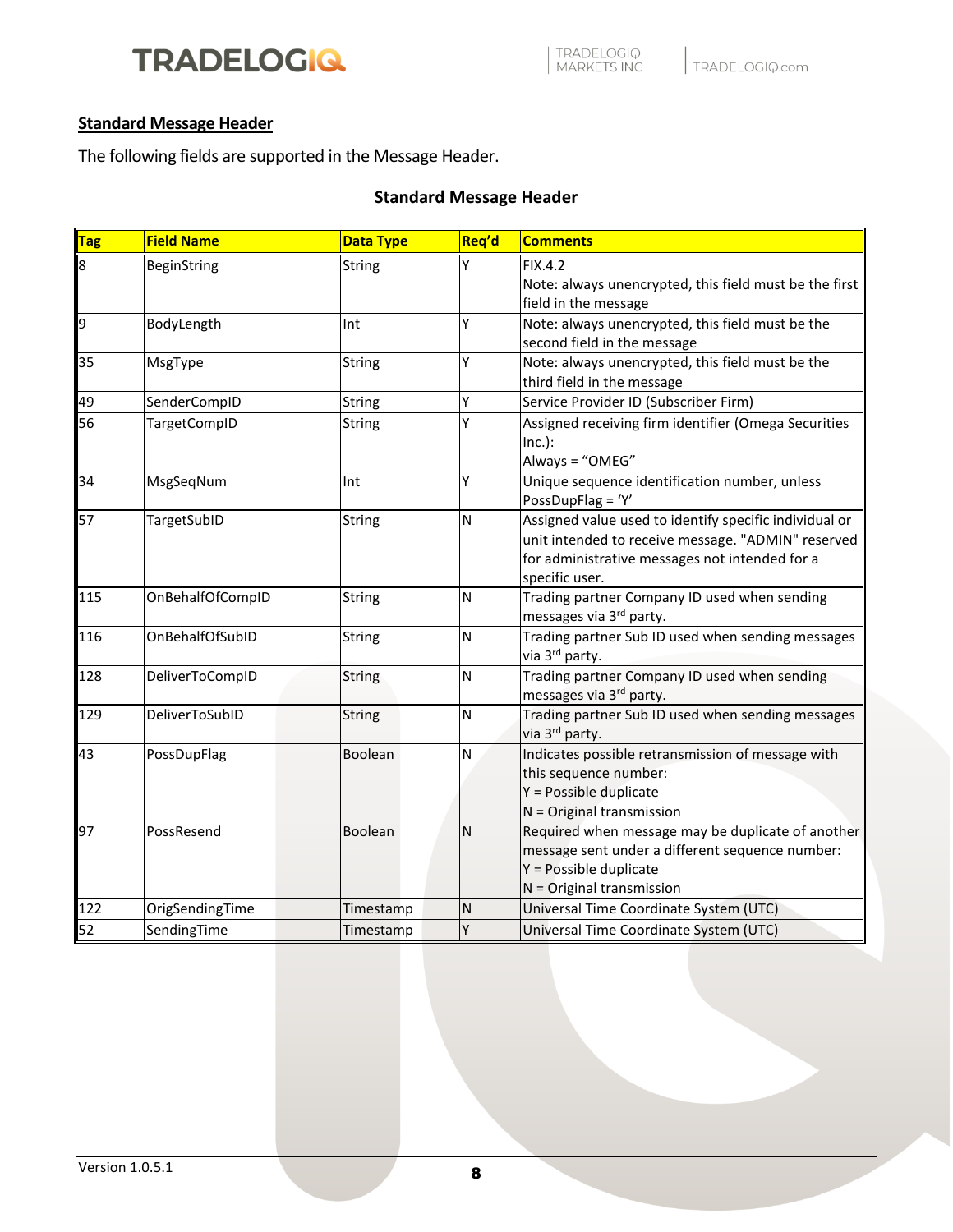## Standard Message Header

The following fields are supported in the Message Header.

### Standard Message Header

| Tag | Field Name | Data Type | Req'd | Comments |
|---|---|---|---|---|
| 8 | BeginString | String | Y | FIX.4.2<br>Note: always unencrypted, this field must be the first field in the message |
| 9 | BodyLength | Int | Y | Note: always unencrypted, this field must be the second field in the message |
| 35 | MsgType | String | Y | Note: always unencrypted, this field must be the third field in the message |
| 49 | SenderCompID | String | Y | Service Provider ID (Subscriber Firm) |
| 56 | TargetCompID | String | Y | Assigned receiving firm identifier (Omega Securities Inc.):<br>Always = "OMEG" |
| 34 | MsgSeqNum | Int | Y | Unique sequence identification number, unless PossDupFlag = 'Y' |
| 57 | TargetSubID | String | N | Assigned value used to identify specific individual or unit intended to receive message. "ADMIN" reserved for administrative messages not intended for a specific user. |
| 115 | OnBehalfOfCompID | String | N | Trading partner Company ID used when sending messages via 3rd party. |
| 116 | OnBehalfOfSubID | String | N | Trading partner Sub ID used when sending messages via 3rd party. |
| 128 | DeliverToCompID | String | N | Trading partner Company ID used when sending messages via 3rd party. |
| 129 | DeliverToSubID | String | N | Trading partner Sub ID used when sending messages via 3rd party. |
| 43 | PossDupFlag | Boolean | N | Indicates possible retransmission of message with this sequence number:<br>Y = Possible duplicate<br>N = Original transmission |
| 97 | PossResend | Boolean | N | Required when message may be duplicate of another message sent under a different sequence number:<br>Y = Possible duplicate<br>N = Original transmission |
| 122 | OrigSendingTime | Timestamp | N | Universal Time Coordinate System (UTC) |
| 52 | SendingTime | Timestamp | Y | Universal Time Coordinate System (UTC) |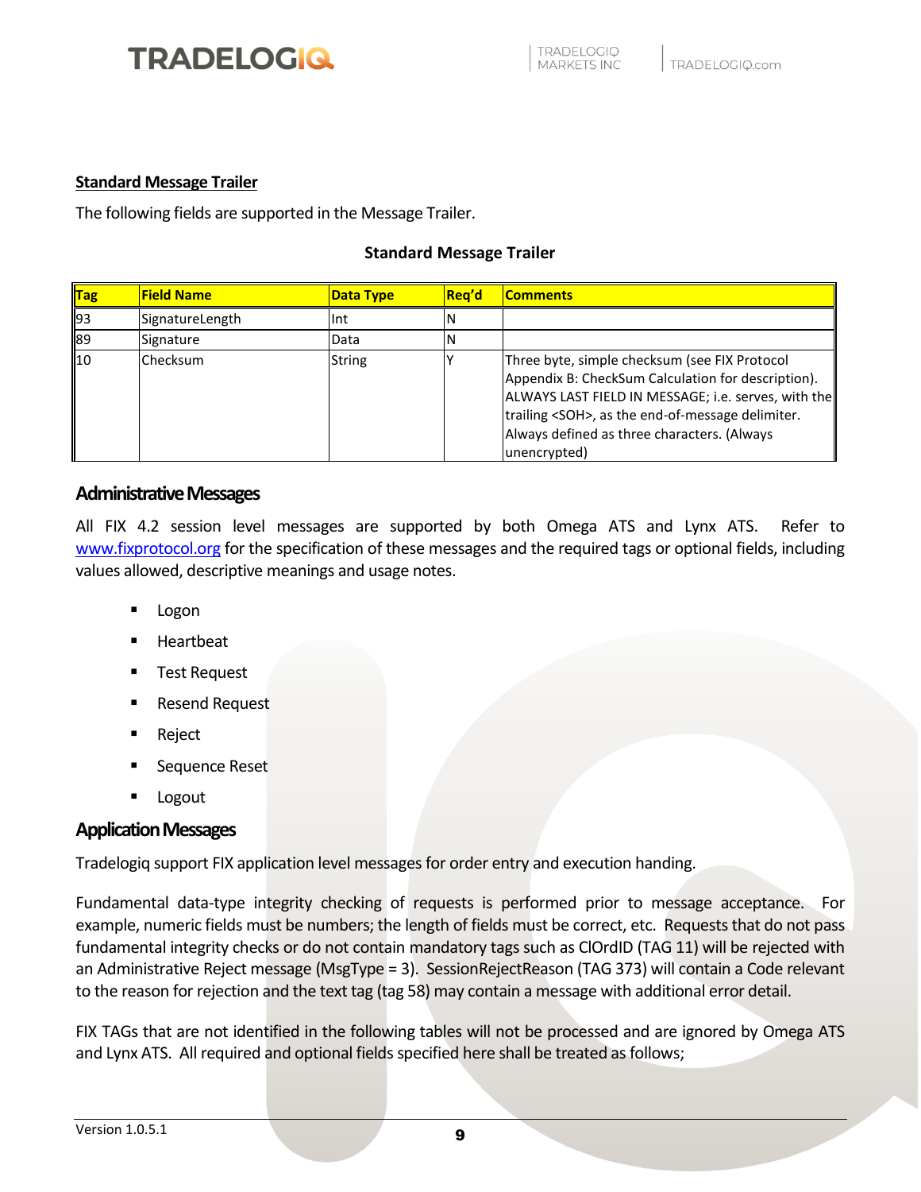## Standard Message Trailer

The following fields are supported in the Message Trailer.

**Standard Message Trailer**

| Tag | Field Name | Data Type | Req'd | Comments |
|---|---|---|---|---|
| 93 | SignatureLength | Int | N | |
| 89 | Signature | Data | N | |
| 10 | Checksum | String | Y | Three byte, simple checksum (see FIX Protocol Appendix B: CheckSum Calculation for description). ALWAYS LAST FIELD IN MESSAGE; i.e. serves, with the trailing <SOH>, as the end-of-message delimiter. Always defined as three characters. (Always unencrypted) |

## Administrative Messages

All FIX 4.2 session level messages are supported by both Omega ATS and Lynx ATS. Refer to www.fixprotocol.org for the specification of these messages and the required tags or optional fields, including values allowed, descriptive meanings and usage notes.

- Logon
- Heartbeat
- Test Request
- Resend Request
- Reject
- Sequence Reset
- Logout

## Application Messages

Tradelogiq support FIX application level messages for order entry and execution handing.

Fundamental data-type integrity checking of requests is performed prior to message acceptance. For example, numeric fields must be numbers; the length of fields must be correct, etc. Requests that do not pass fundamental integrity checks or do not contain mandatory tags such as ClOrdID (TAG 11) will be rejected with an Administrative Reject message (MsgType = 3). SessionRejectReason (TAG 373) will contain a Code relevant to the reason for rejection and the text tag (tag 58) may contain a message with additional error detail.

FIX TAGs that are not identified in the following tables will not be processed and are ignored by Omega ATS and Lynx ATS. All required and optional fields specified here shall be treated as follows;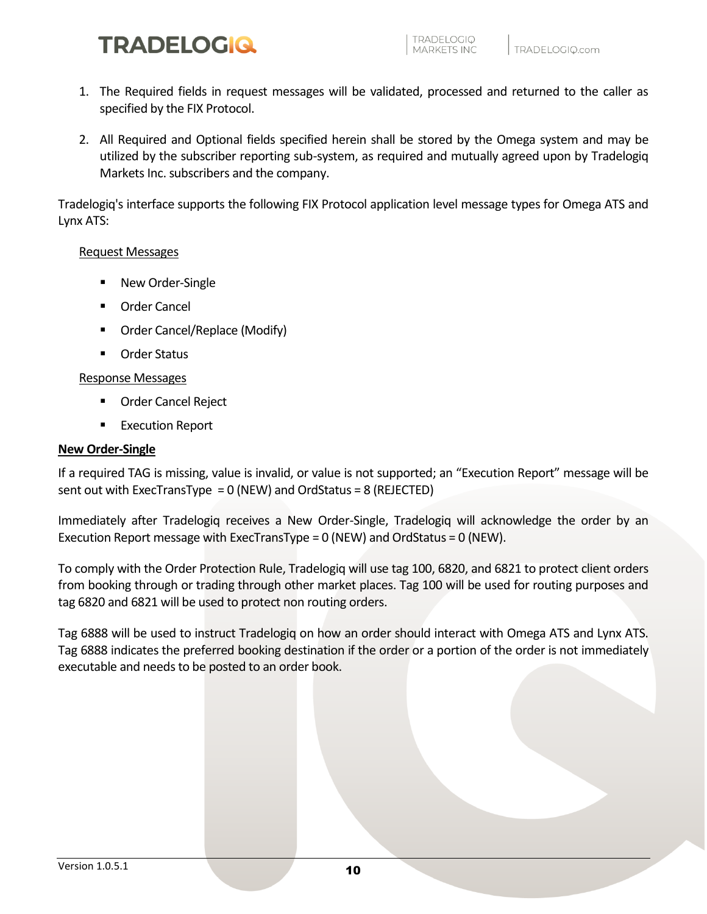1. The Required fields in request messages will be validated, processed and returned to the caller as specified by the FIX Protocol.

2. All Required and Optional fields specified herein shall be stored by the Omega system and may be utilized by the subscriber reporting sub-system, as required and mutually agreed upon by Tradelogiq Markets Inc. subscribers and the company.

Tradelogiq's interface supports the following FIX Protocol application level message types for Omega ATS and Lynx ATS:

Request Messages

- New Order-Single
- Order Cancel
- Order Cancel/Replace (Modify)
- Order Status

Response Messages

- Order Cancel Reject
- Execution Report

**New Order-Single**

If a required TAG is missing, value is invalid, or value is not supported; an "Execution Report" message will be sent out with ExecTransType = 0 (NEW) and OrdStatus = 8 (REJECTED)

Immediately after Tradelogiq receives a New Order-Single, Tradelogiq will acknowledge the order by an Execution Report message with ExecTransType = 0 (NEW) and OrdStatus = 0 (NEW).

To comply with the Order Protection Rule, Tradelogiq will use tag 100, 6820, and 6821 to protect client orders from booking through or trading through other market places. Tag 100 will be used for routing purposes and tag 6820 and 6821 will be used to protect non routing orders.

Tag 6888 will be used to instruct Tradelogiq on how an order should interact with Omega ATS and Lynx ATS. Tag 6888 indicates the preferred booking destination if the order or a portion of the order is not immediately executable and needs to be posted to an order book.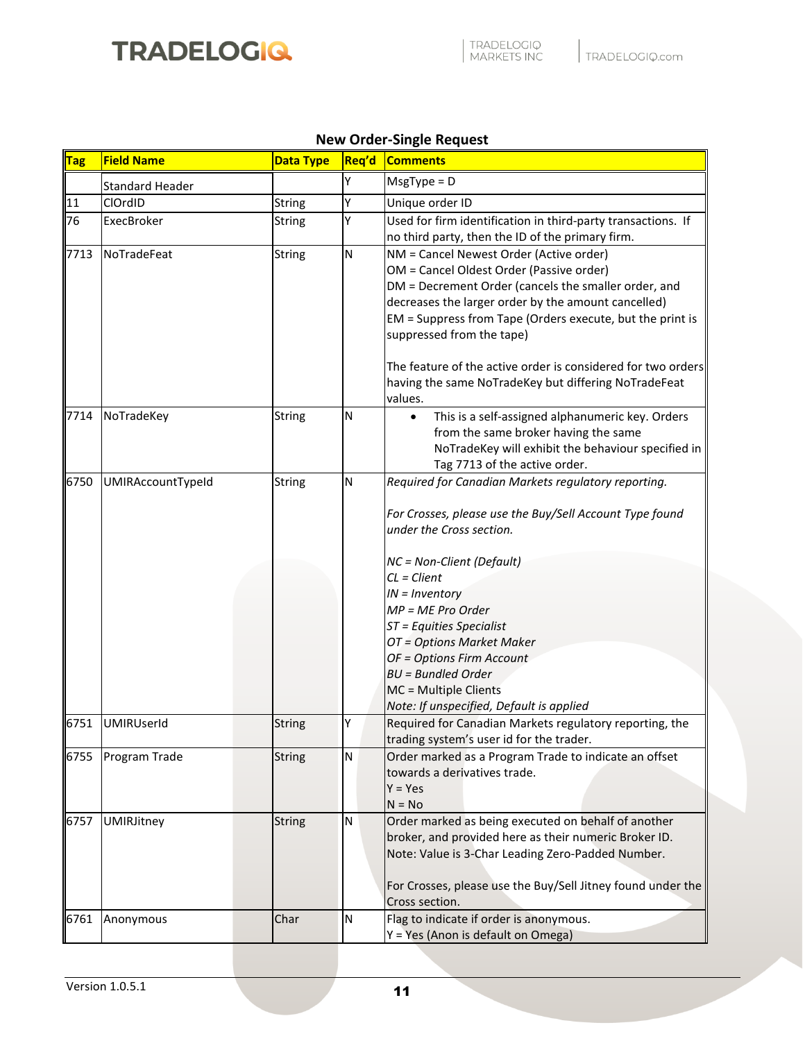### New Order-Single Request

| Tag | Field Name | Data Type | Req'd | Comments |
|---|---|---|---|---|
| | Standard Header | | Y | MsgType = D |
| 11 | ClOrdID | String | Y | Unique order ID |
| 76 | ExecBroker | String | Y | Used for firm identification in third-party transactions. If no third party, then the ID of the primary firm. |
| 7713 | NoTradeFeat | String | N | NM = Cancel Newest Order (Active order)<br>OM = Cancel Oldest Order (Passive order)<br>DM = Decrement Order (cancels the smaller order, and decreases the larger order by the amount cancelled)<br>EM = Suppress from Tape (Orders execute, but the print is suppressed from the tape)<br><br>The feature of the active order is considered for two orders having the same NoTradeKey but differing NoTradeFeat values. |
| 7714 | NoTradeKey | String | N | • This is a self-assigned alphanumeric key. Orders from the same broker having the same NoTradeKey will exhibit the behaviour specified in Tag 7713 of the active order. |
| 6750 | UMIRAccountTypeId | String | N | *Required for Canadian Markets regulatory reporting.*<br><br>*For Crosses, please use the Buy/Sell Account Type found under the Cross section.*<br><br>*NC = Non-Client (Default)*<br>*CL = Client*<br>*IN = Inventory*<br>*MP = ME Pro Order*<br>*ST = Equities Specialist*<br>*OT = Options Market Maker*<br>*OF = Options Firm Account*<br>*BU = Bundled Order*<br>MC = Multiple Clients<br>*Note: If unspecified, Default is applied* |
| 6751 | UMIRUserId | String | Y | Required for Canadian Markets regulatory reporting, the trading system's user id for the trader. |
| 6755 | Program Trade | String | N | Order marked as a Program Trade to indicate an offset towards a derivatives trade.<br>Y = Yes<br>N = No |
| 6757 | UMIRJitney | String | N | Order marked as being executed on behalf of another broker, and provided here as their numeric Broker ID.<br>Note: Value is 3-Char Leading Zero-Padded Number.<br><br>For Crosses, please use the Buy/Sell Jitney found under the Cross section. |
| 6761 | Anonymous | Char | N | Flag to indicate if order is anonymous.<br>Y = Yes (Anon is default on Omega) |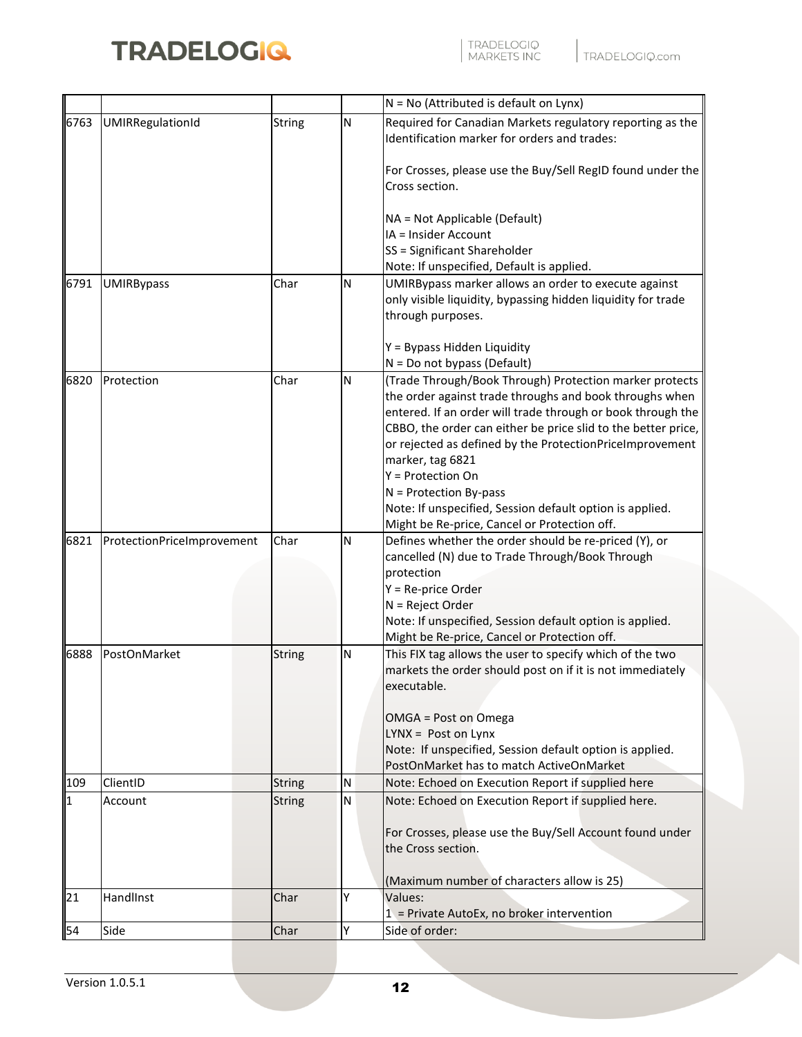| | | | | N = No (Attributed is default on Lynx) |
|---|---|---|---|---|
| 6763 | UMIRRegulationId | String | N | Required for Canadian Markets regulatory reporting as the Identification marker for orders and trades:<br><br>For Crosses, please use the Buy/Sell RegID found under the Cross section.<br><br>NA = Not Applicable (Default)<br>IA = Insider Account<br>SS = Significant Shareholder<br>Note: If unspecified, Default is applied. |
| 6791 | UMIRBypass | Char | N | UMIRBypass marker allows an order to execute against only visible liquidity, bypassing hidden liquidity for trade through purposes.<br><br>Y = Bypass Hidden Liquidity<br>N = Do not bypass (Default) |
| 6820 | Protection | Char | N | (Trade Through/Book Through) Protection marker protects the order against trade throughs and book throughs when entered. If an order will trade through or book through the CBBO, the order can either be price slid to the better price, or rejected as defined by the ProtectionPriceImprovement marker, tag 6821<br>Y = Protection On<br>N = Protection By-pass<br>Note: If unspecified, Session default option is applied. Might be Re-price, Cancel or Protection off. |
| 6821 | ProtectionPriceImprovement | Char | N | Defines whether the order should be re-priced (Y), or cancelled (N) due to Trade Through/Book Through protection<br>Y = Re-price Order<br>N = Reject Order<br>Note: If unspecified, Session default option is applied. Might be Re-price, Cancel or Protection off. |
| 6888 | PostOnMarket | String | N | This FIX tag allows the user to specify which of the two markets the order should post on if it is not immediately executable.<br><br>OMGA = Post on Omega<br>LYNX = Post on Lynx<br>Note: If unspecified, Session default option is applied. PostOnMarket has to match ActiveOnMarket |
| 109 | ClientID | String | N | Note: Echoed on Execution Report if supplied here |
| 1 | Account | String | N | Note: Echoed on Execution Report if supplied here.<br><br>For Crosses, please use the Buy/Sell Account found under the Cross section.<br><br>(Maximum number of characters allow is 25) |
| 21 | HandlInst | Char | Y | Values:<br>1 = Private AutoEx, no broker intervention |
| 54 | Side | Char | Y | Side of order: |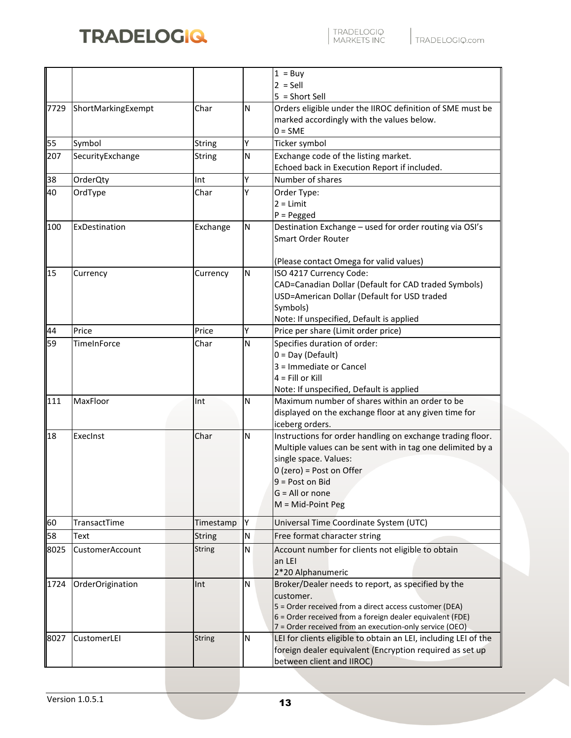| | | | | 1 = Buy<br>2 = Sell<br>5 = Short Sell |
|---|---|---|---|---|
| 7729 | ShortMarkingExempt | Char | N | Orders eligible under the IIROC definition of SME must be marked accordingly with the values below.<br>0 = SME |
| 55 | Symbol | String | Y | Ticker symbol |
| 207 | SecurityExchange | String | N | Exchange code of the listing market.<br>Echoed back in Execution Report if included. |
| 38 | OrderQty | Int | Y | Number of shares |
| 40 | OrdType | Char | Y | Order Type:<br>2 = Limit<br>P = Pegged |
| 100 | ExDestination | Exchange | N | Destination Exchange – used for order routing via OSI's Smart Order Router<br><br>(Please contact Omega for valid values) |
| 15 | Currency | Currency | N | ISO 4217 Currency Code:<br>CAD=Canadian Dollar (Default for CAD traded Symbols)<br>USD=American Dollar (Default for USD traded Symbols)<br>Note: If unspecified, Default is applied |
| 44 | Price | Price | Y | Price per share (Limit order price) |
| 59 | TimeInForce | Char | N | Specifies duration of order:<br>0 = Day (Default)<br>3 = Immediate or Cancel<br>4 = Fill or Kill<br>Note: If unspecified, Default is applied |
| 111 | MaxFloor | Int | N | Maximum number of shares within an order to be displayed on the exchange floor at any given time for iceberg orders. |
| 18 | ExecInst | Char | N | Instructions for order handling on exchange trading floor. Multiple values can be sent with in tag one delimited by a single space. Values:<br>0 (zero) = Post on Offer<br>9 = Post on Bid<br>G = All or none<br>M = Mid-Point Peg |
| 60 | TransactTime | Timestamp | Y | Universal Time Coordinate System (UTC) |
| 58 | Text | String | N | Free format character string |
| 8025 | CustomerAccount | String | N | Account number for clients not eligible to obtain an LEI<br>2*20 Alphanumeric |
| 1724 | OrderOrigination | Int | N | Broker/Dealer needs to report, as specified by the customer.<br>5 = Order received from a direct access customer (DEA)<br>6 = Order received from a foreign dealer equivalent (FDE)<br>7 = Order received from an execution-only service (OEO) |
| 8027 | CustomerLEI | String | N | LEI for clients eligible to obtain an LEI, including LEI of the foreign dealer equivalent (Encryption required as set up between client and IIROC) |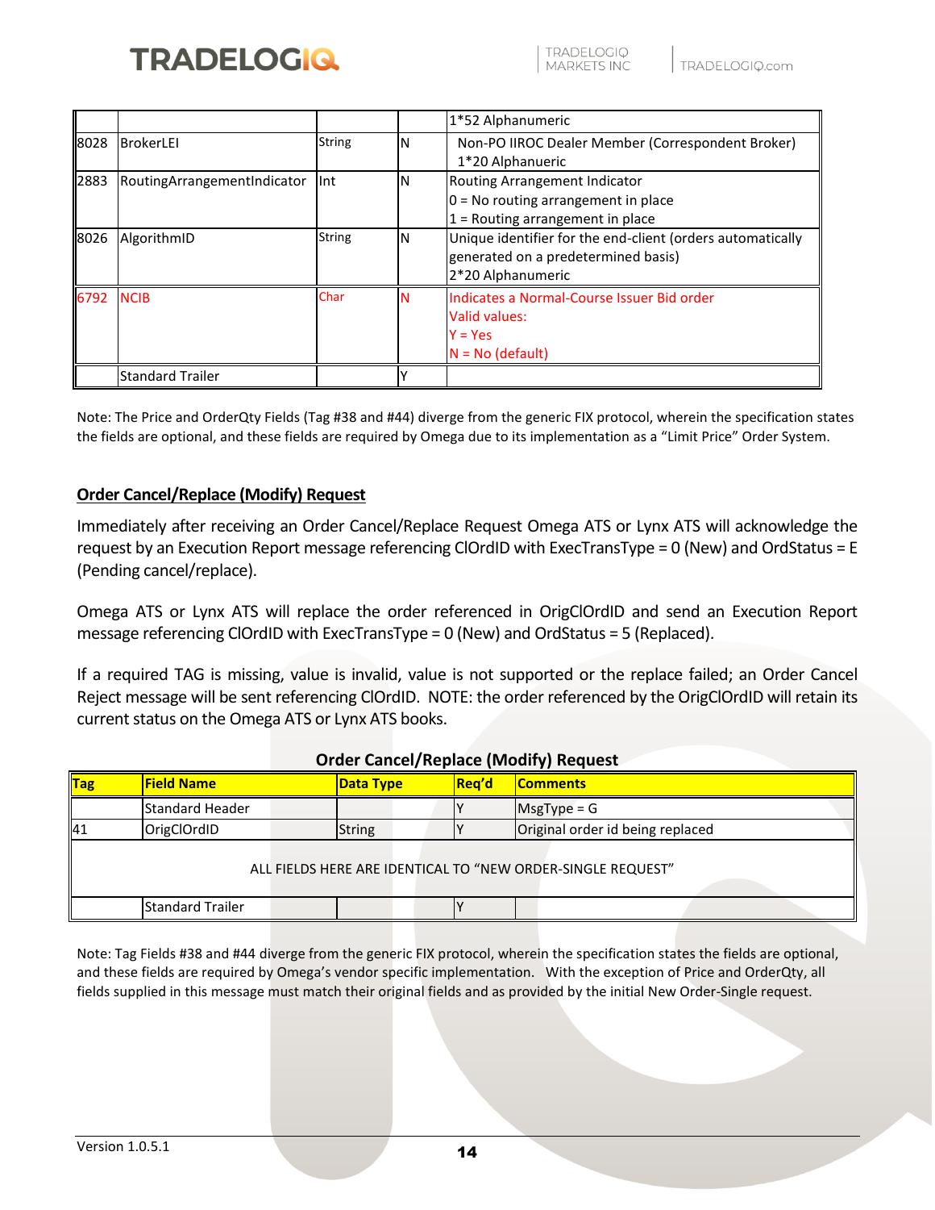| | | | | 1*52 Alphanumeric |
|---|---|---|---|---|
| 8028 | BrokerLEI | String | N | Non-PO IIROC Dealer Member (Correspondent Broker) 1*20 Alphanueric |
| 2883 | RoutingArrangementIndicator | Int | N | Routing Arrangement Indicator<br>0 = No routing arrangement in place<br>1 = Routing arrangement in place |
| 8026 | AlgorithmID | String | N | Unique identifier for the end-client (orders automatically generated on a predetermined basis)<br>2*20 Alphanumeric |
| 6792 | NCIB | Char | N | Indicates a Normal-Course Issuer Bid order<br>Valid values:<br>Y = Yes<br>N = No (default) |
| | Standard Trailer | | Y | |

Note: The Price and OrderQty Fields (Tag #38 and #44) diverge from the generic FIX protocol, wherein the specification states the fields are optional, and these fields are required by Omega due to its implementation as a "Limit Price" Order System.

## Order Cancel/Replace (Modify) Request

Immediately after receiving an Order Cancel/Replace Request Omega ATS or Lynx ATS will acknowledge the request by an Execution Report message referencing ClOrdID with ExecTransType = 0 (New) and OrdStatus = E (Pending cancel/replace).

Omega ATS or Lynx ATS will replace the order referenced in OrigClOrdID and send an Execution Report message referencing ClOrdID with ExecTransType = 0 (New) and OrdStatus = 5 (Replaced).

If a required TAG is missing, value is invalid, value is not supported or the replace failed; an Order Cancel Reject message will be sent referencing ClOrdID. NOTE: the order referenced by the OrigClOrdID will retain its current status on the Omega ATS or Lynx ATS books.

**Order Cancel/Replace (Modify) Request**

| Tag | Field Name | Data Type | Req'd | Comments |
|---|---|---|---|---|
| | Standard Header | | Y | MsgType = G |
| 41 | OrigClOrdID | String | Y | Original order id being replaced |
| ALL FIELDS HERE ARE IDENTICAL TO "NEW ORDER-SINGLE REQUEST" | | | | |
| | Standard Trailer | | Y | |

Note: Tag Fields #38 and #44 diverge from the generic FIX protocol, wherein the specification states the fields are optional, and these fields are required by Omega's vendor specific implementation. With the exception of Price and OrderQty, all fields supplied in this message must match their original fields and as provided by the initial New Order-Single request.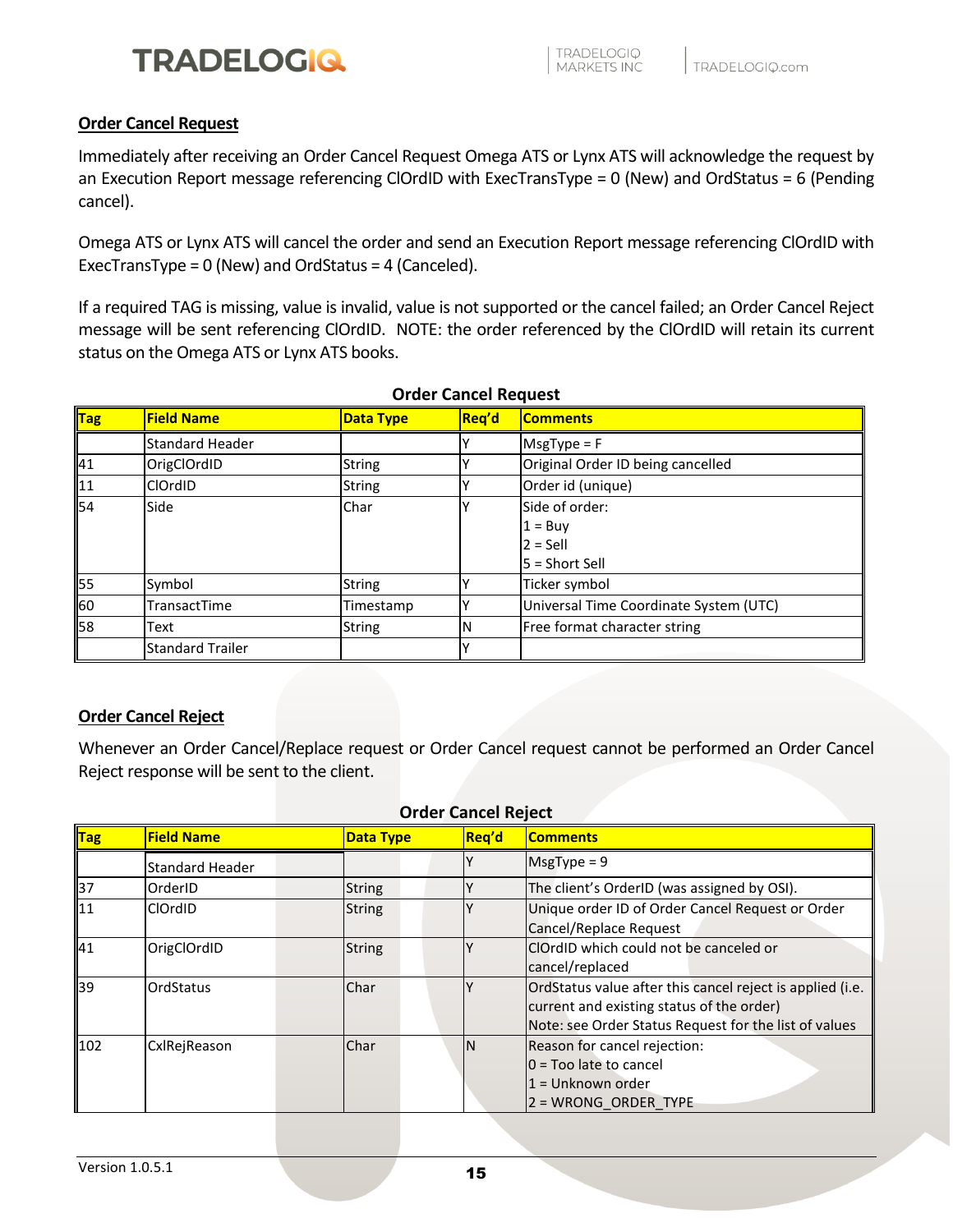## Order Cancel Request

Immediately after receiving an Order Cancel Request Omega ATS or Lynx ATS will acknowledge the request by an Execution Report message referencing ClOrdID with ExecTransType = 0 (New) and OrdStatus = 6 (Pending cancel).

Omega ATS or Lynx ATS will cancel the order and send an Execution Report message referencing ClOrdID with ExecTransType = 0 (New) and OrdStatus = 4 (Canceled).

If a required TAG is missing, value is invalid, value is not supported or the cancel failed; an Order Cancel Reject message will be sent referencing ClOrdID. NOTE: the order referenced by the ClOrdID will retain its current status on the Omega ATS or Lynx ATS books.

**Order Cancel Request**

| Tag | Field Name | Data Type | Req'd | Comments |
|---|---|---|---|---|
| | Standard Header | | Y | MsgType = F |
| 41 | OrigClOrdID | String | Y | Original Order ID being cancelled |
| 11 | ClOrdID | String | Y | Order id (unique) |
| 54 | Side | Char | Y | Side of order:<br>1 = Buy<br>2 = Sell<br>5 = Short Sell |
| 55 | Symbol | String | Y | Ticker symbol |
| 60 | TransactTime | Timestamp | Y | Universal Time Coordinate System (UTC) |
| 58 | Text | String | N | Free format character string |
| | Standard Trailer | | Y | |

## Order Cancel Reject

Whenever an Order Cancel/Replace request or Order Cancel request cannot be performed an Order Cancel Reject response will be sent to the client.

**Order Cancel Reject**

| Tag | Field Name | Data Type | Req'd | Comments |
|---|---|---|---|---|
| | Standard Header | | Y | MsgType = 9 |
| 37 | OrderID | String | Y | The client's OrderID (was assigned by OSI). |
| 11 | ClOrdID | String | Y | Unique order ID of Order Cancel Request or Order Cancel/Replace Request |
| 41 | OrigClOrdID | String | Y | ClOrdID which could not be canceled or cancel/replaced |
| 39 | OrdStatus | Char | Y | OrdStatus value after this cancel reject is applied (i.e. current and existing status of the order)<br>Note: see Order Status Request for the list of values |
| 102 | CxlRejReason | Char | N | Reason for cancel rejection:<br>0 = Too late to cancel<br>1 = Unknown order<br>2 = WRONG_ORDER_TYPE |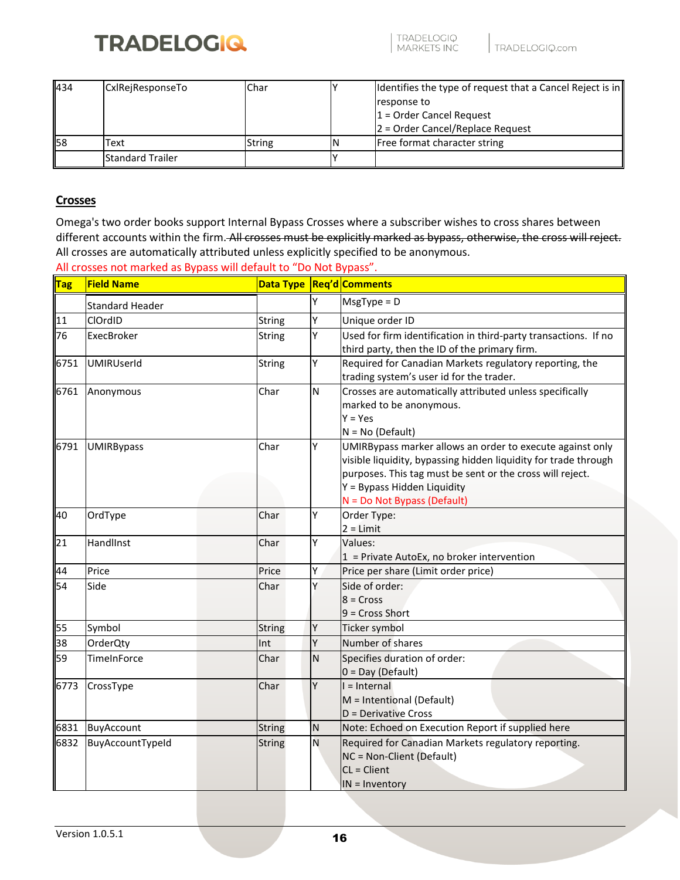| 434 | CxlRejResponseTo | Char | Y | Identifies the type of request that a Cancel Reject is in response to<br>1 = Order Cancel Request<br>2 = Order Cancel/Replace Request |
|---|---|---|---|---|
| 58 | Text | String | N | Free format character string |
| | Standard Trailer | | Y | |

## Crosses

Omega's two order books support Internal Bypass Crosses where a subscriber wishes to cross shares between different accounts within the firm. ~~All crosses must be explicitly marked as bypass, otherwise, the cross will reject.~~ All crosses are automatically attributed unless explicitly specified to be anonymous.
All crosses not marked as Bypass will default to "Do Not Bypass".

| Tag | Field Name | Data Type | Req'd | Comments |
|---|---|---|---|---|
| | Standard Header | | Y | MsgType = D |
| 11 | ClOrdID | String | Y | Unique order ID |
| 76 | ExecBroker | String | Y | Used for firm identification in third-party transactions. If no third party, then the ID of the primary firm. |
| 6751 | UMIRUserId | String | Y | Required for Canadian Markets regulatory reporting, the trading system's user id for the trader. |
| 6761 | Anonymous | Char | N | Crosses are automatically attributed unless specifically marked to be anonymous.<br>Y = Yes<br>N = No (Default) |
| 6791 | UMIRBypass | Char | Y | UMIRBypass marker allows an order to execute against only visible liquidity, bypassing hidden liquidity for trade through purposes. This tag must be sent or the cross will reject.<br>Y = Bypass Hidden Liquidity<br>N = Do Not Bypass (Default) |
| 40 | OrdType | Char | Y | Order Type:<br>2 = Limit |
| 21 | HandlInst | Char | Y | Values:<br>1 = Private AutoEx, no broker intervention |
| 44 | Price | Price | Y | Price per share (Limit order price) |
| 54 | Side | Char | Y | Side of order:<br>8 = Cross<br>9 = Cross Short |
| 55 | Symbol | String | Y | Ticker symbol |
| 38 | OrderQty | Int | Y | Number of shares |
| 59 | TimeInForce | Char | N | Specifies duration of order:<br>0 = Day (Default) |
| 6773 | CrossType | Char | Y | I = Internal<br>M = Intentional (Default)<br>D = Derivative Cross |
| 6831 | BuyAccount | String | N | Note: Echoed on Execution Report if supplied here |
| 6832 | BuyAccountTypeId | String | N | Required for Canadian Markets regulatory reporting.<br>NC = Non-Client (Default)<br>CL = Client<br>IN = Inventory |

Version 1.0.5.1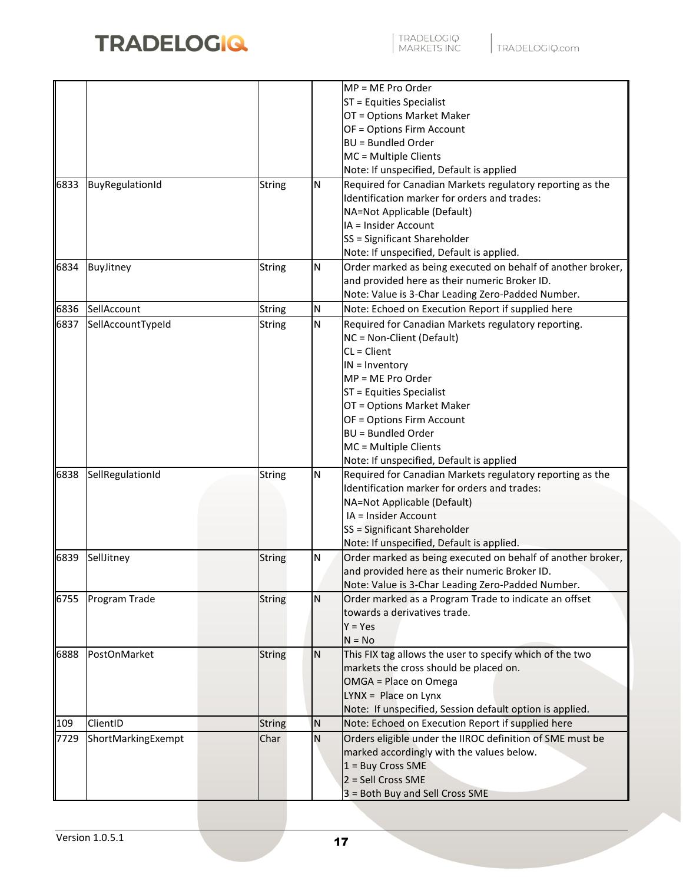| | | | | |
|---|---|---|---|---|
| | | | | MP = ME Pro Order<br>ST = Equities Specialist<br>OT = Options Market Maker<br>OF = Options Firm Account<br>BU = Bundled Order<br>MC = Multiple Clients<br>Note: If unspecified, Default is applied |
| 6833 | BuyRegulationId | String | N | Required for Canadian Markets regulatory reporting as the Identification marker for orders and trades:<br>NA=Not Applicable (Default)<br>IA = Insider Account<br>SS = Significant Shareholder<br>Note: If unspecified, Default is applied. |
| 6834 | BuyJitney | String | N | Order marked as being executed on behalf of another broker, and provided here as their numeric Broker ID.<br>Note: Value is 3-Char Leading Zero-Padded Number. |
| 6836 | SellAccount | String | N | Note: Echoed on Execution Report if supplied here |
| 6837 | SellAccountTypeId | String | N | Required for Canadian Markets regulatory reporting.<br>NC = Non-Client (Default)<br>CL = Client<br>IN = Inventory<br>MP = ME Pro Order<br>ST = Equities Specialist<br>OT = Options Market Maker<br>OF = Options Firm Account<br>BU = Bundled Order<br>MC = Multiple Clients<br>Note: If unspecified, Default is applied |
| 6838 | SellRegulationId | String | N | Required for Canadian Markets regulatory reporting as the Identification marker for orders and trades:<br>NA=Not Applicable (Default)<br>IA = Insider Account<br>SS = Significant Shareholder<br>Note: If unspecified, Default is applied. |
| 6839 | SellJitney | String | N | Order marked as being executed on behalf of another broker, and provided here as their numeric Broker ID.<br>Note: Value is 3-Char Leading Zero-Padded Number. |
| 6755 | Program Trade | String | N | Order marked as a Program Trade to indicate an offset towards a derivatives trade.<br>Y = Yes<br>N = No |
| 6888 | PostOnMarket | String | N | This FIX tag allows the user to specify which of the two markets the cross should be placed on.<br>OMGA = Place on Omega<br>LYNX = Place on Lynx<br>Note: If unspecified, Session default option is applied. |
| 109 | ClientID | String | N | Note: Echoed on Execution Report if supplied here |
| 7729 | ShortMarkingExempt | Char | N | Orders eligible under the IIROC definition of SME must be marked accordingly with the values below.<br>1 = Buy Cross SME<br>2 = Sell Cross SME<br>3 = Both Buy and Sell Cross SME |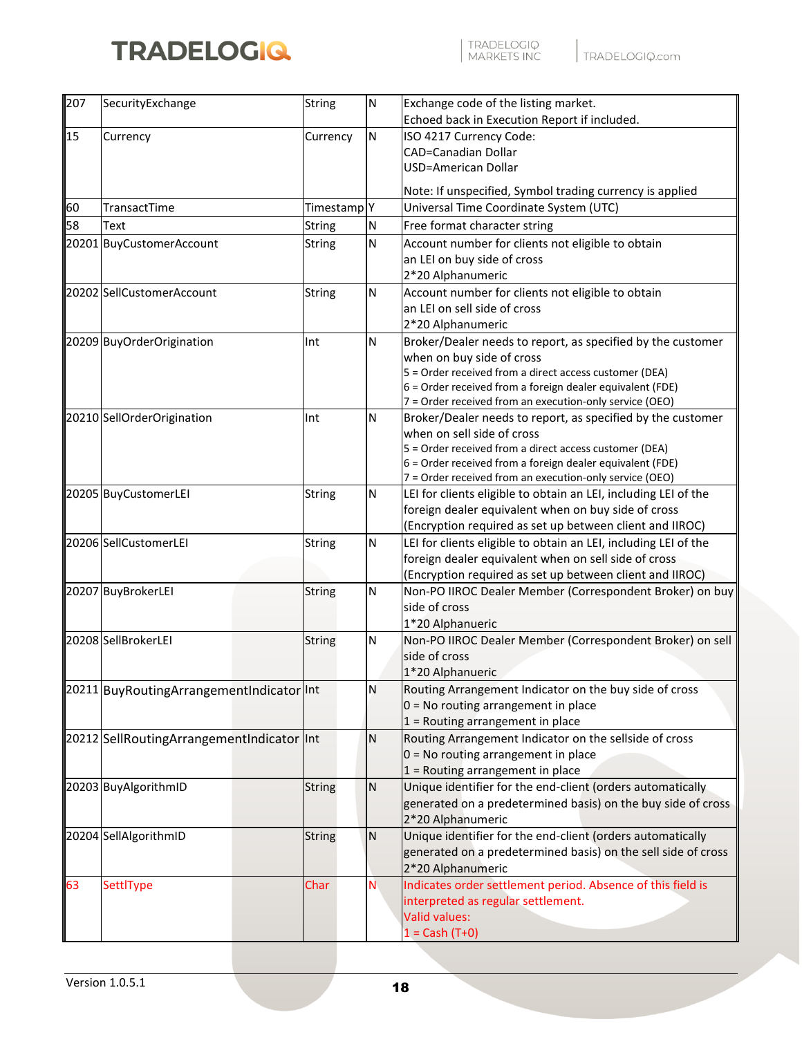| 207 | SecurityExchange | String | N | Exchange code of the listing market.<br>Echoed back in Execution Report if included. |
|---|---|---|---|---|
| 15 | Currency | Currency | N | ISO 4217 Currency Code:<br>CAD=Canadian Dollar<br>USD=American Dollar<br><br>Note: If unspecified, Symbol trading currency is applied |
| 60 | TransactTime | Timestamp | Y | Universal Time Coordinate System (UTC) |
| 58 | Text | String | N | Free format character string |
| 20201 | BuyCustomerAccount | String | N | Account number for clients not eligible to obtain an LEI on buy side of cross<br>2*20 Alphanumeric |
| 20202 | SellCustomerAccount | String | N | Account number for clients not eligible to obtain an LEI on sell side of cross<br>2*20 Alphanumeric |
| 20209 | BuyOrderOrigination | Int | N | Broker/Dealer needs to report, as specified by the customer when on buy side of cross<br>5 = Order received from a direct access customer (DEA)<br>6 = Order received from a foreign dealer equivalent (FDE)<br>7 = Order received from an execution-only service (OEO) |
| 20210 | SellOrderOrigination | Int | N | Broker/Dealer needs to report, as specified by the customer when on sell side of cross<br>5 = Order received from a direct access customer (DEA)<br>6 = Order received from a foreign dealer equivalent (FDE)<br>7 = Order received from an execution-only service (OEO) |
| 20205 | BuyCustomerLEI | String | N | LEI for clients eligible to obtain an LEI, including LEI of the foreign dealer equivalent when on buy side of cross<br>(Encryption required as set up between client and IIROC) |
| 20206 | SellCustomerLEI | String | N | LEI for clients eligible to obtain an LEI, including LEI of the foreign dealer equivalent when on sell side of cross<br>(Encryption required as set up between client and IIROC) |
| 20207 | BuyBrokerLEI | String | N | Non-PO IIROC Dealer Member (Correspondent Broker) on buy side of cross<br>1*20 Alphanueric |
| 20208 | SellBrokerLEI | String | N | Non-PO IIROC Dealer Member (Correspondent Broker) on sell side of cross<br>1*20 Alphanueric |
| 20211 | BuyRoutingArrangementIndicator | Int | N | Routing Arrangement Indicator on the buy side of cross<br>0 = No routing arrangement in place<br>1 = Routing arrangement in place |
| 20212 | SellRoutingArrangementIndicator | Int | N | Routing Arrangement Indicator on the sellside of cross<br>0 = No routing arrangement in place<br>1 = Routing arrangement in place |
| 20203 | BuyAlgorithmID | String | N | Unique identifier for the end-client (orders automatically generated on a predetermined basis) on the buy side of cross<br>2*20 Alphanumeric |
| 20204 | SellAlgorithmID | String | N | Unique identifier for the end-client (orders automatically generated on a predetermined basis) on the sell side of cross<br>2*20 Alphanumeric |
| 63 | SettlType | Char | N | Indicates order settlement period. Absence of this field is interpreted as regular settlement.<br>Valid values:<br>1 = Cash (T+0) |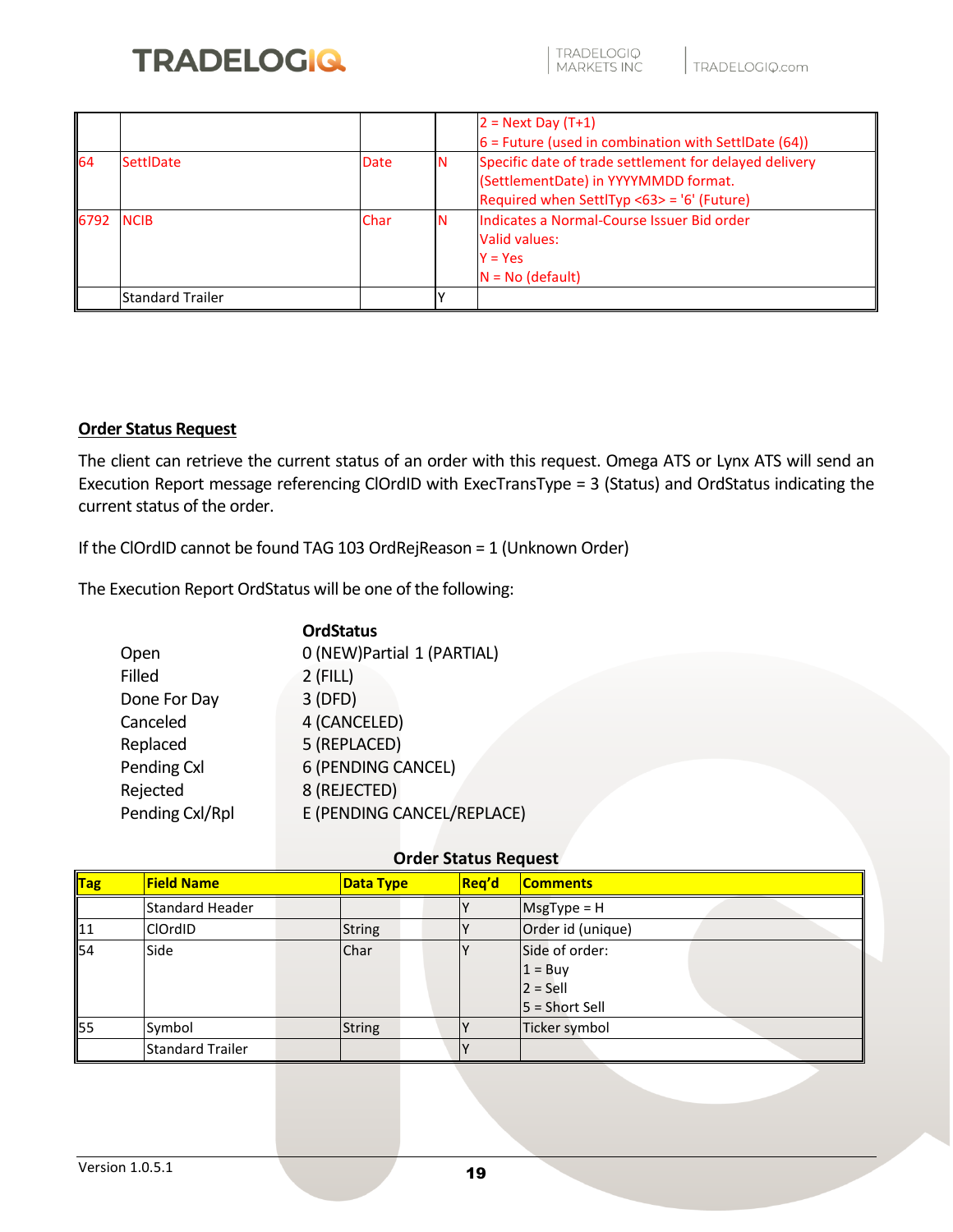| | | | | 2 = Next Day (T+1)<br>6 = Future (used in combination with SettlDate (64)) |
|---|---|---|---|---|
| 64 | SettlDate | Date | N | Specific date of trade settlement for delayed delivery (SettlementDate) in YYYYMMDD format.<br>Required when SettlTyp <63> = '6' (Future) |
| 6792 | NCIB | Char | N | Indicates a Normal-Course Issuer Bid order<br>Valid values:<br>Y = Yes<br>N = No (default) |
| | Standard Trailer | | Y | |

**Order Status Request**

The client can retrieve the current status of an order with this request. Omega ATS or Lynx ATS will send an Execution Report message referencing ClOrdID with ExecTransType = 3 (Status) and OrdStatus indicating the current status of the order.

If the ClOrdID cannot be found TAG 103 OrdRejReason = 1 (Unknown Order)

The Execution Report OrdStatus will be one of the following:

| | **OrdStatus** |
|---|---|
| Open | 0 (NEW)Partial 1 (PARTIAL) |
| Filled | 2 (FILL) |
| Done For Day | 3 (DFD) |
| Canceled | 4 (CANCELED) |
| Replaced | 5 (REPLACED) |
| Pending Cxl | 6 (PENDING CANCEL) |
| Rejected | 8 (REJECTED) |
| Pending Cxl/Rpl | E (PENDING CANCEL/REPLACE) |

**Order Status Request**

| Tag | Field Name | Data Type | Req'd | Comments |
|---|---|---|---|---|
| | Standard Header | | Y | MsgType = H |
| 11 | ClOrdID | String | Y | Order id (unique) |
| 54 | Side | Char | Y | Side of order:<br>1 = Buy<br>2 = Sell<br>5 = Short Sell |
| 55 | Symbol | String | Y | Ticker symbol |
| | Standard Trailer | | Y | |

Version 1.0.5.1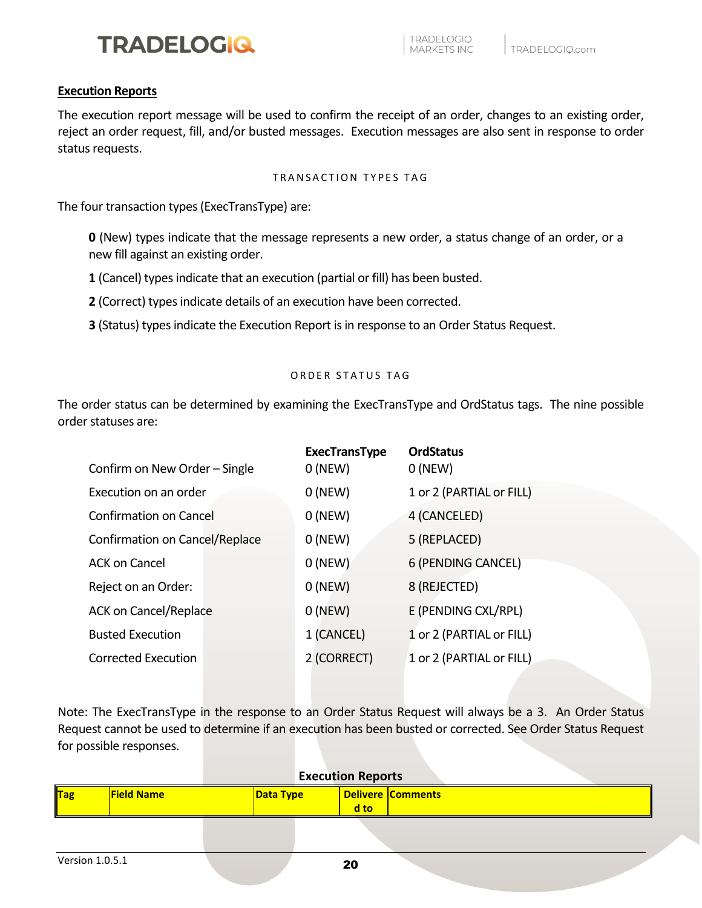## Execution Reports

The execution report message will be used to confirm the receipt of an order, changes to an existing order, reject an order request, fill, and/or busted messages. Execution messages are also sent in response to order status requests.

### TRANSACTION TYPES TAG

The four transaction types (ExecTransType) are:

**0** (New) types indicate that the message represents a new order, a status change of an order, or a new fill against an existing order.

**1** (Cancel) types indicate that an execution (partial or fill) has been busted.

**2** (Correct) types indicate details of an execution have been corrected.

**3** (Status) types indicate the Execution Report is in response to an Order Status Request.

### ORDER STATUS TAG

The order status can be determined by examining the ExecTransType and OrdStatus tags. The nine possible order statuses are:

| | **ExecTransType** | **OrdStatus** |
|---|---|---|
| Confirm on New Order – Single | 0 (NEW) | 0 (NEW) |
| Execution on an order | 0 (NEW) | 1 or 2 (PARTIAL or FILL) |
| Confirmation on Cancel | 0 (NEW) | 4 (CANCELED) |
| Confirmation on Cancel/Replace | 0 (NEW) | 5 (REPLACED) |
| ACK on Cancel | 0 (NEW) | 6 (PENDING CANCEL) |
| Reject on an Order: | 0 (NEW) | 8 (REJECTED) |
| ACK on Cancel/Replace | 0 (NEW) | E (PENDING CXL/RPL) |
| Busted Execution | 1 (CANCEL) | 1 or 2 (PARTIAL or FILL) |
| Corrected Execution | 2 (CORRECT) | 1 or 2 (PARTIAL or FILL) |

Note: The ExecTransType in the response to an Order Status Request will always be a 3. An Order Status Request cannot be used to determine if an execution has been busted or corrected. See Order Status Request for possible responses.

**Execution Reports**

| Tag | Field Name | Data Type | Delivered to | Comments |
|---|---|---|---|---|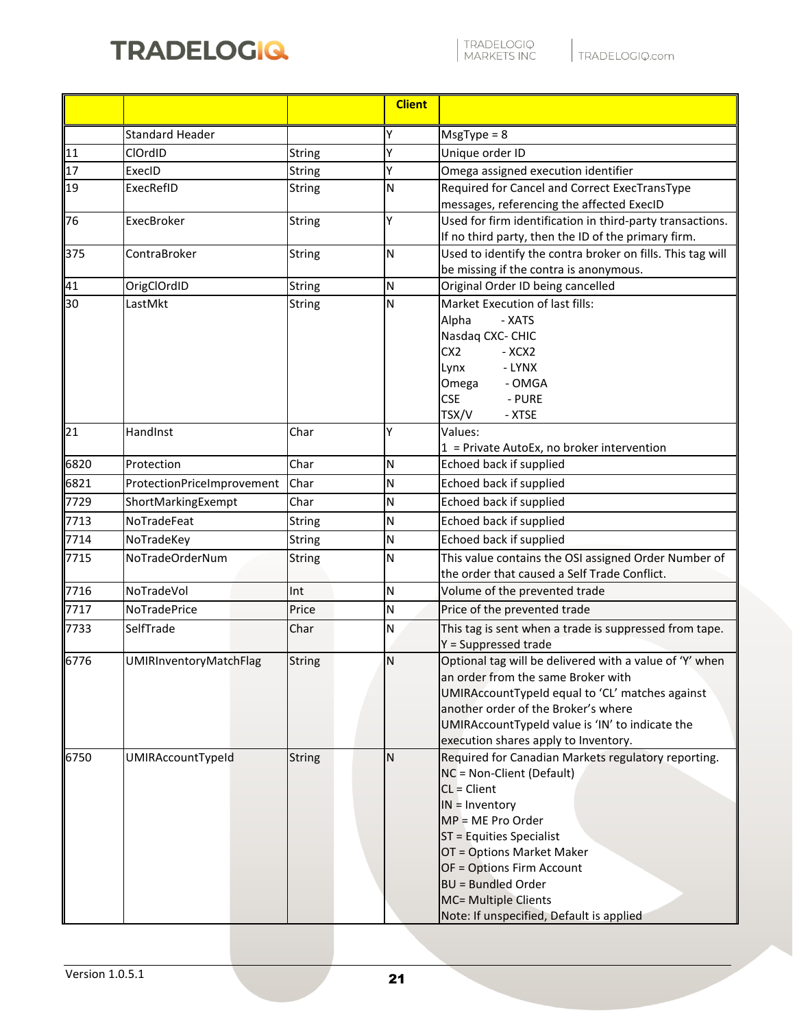|  |  |  | Client |  |
|---|---|---|---|---|
|  | Standard Header |  | Y | MsgType = 8 |
| 11 | ClOrdID | String | Y | Unique order ID |
| 17 | ExecID | String | Y | Omega assigned execution identifier |
| 19 | ExecRefID | String | N | Required for Cancel and Correct ExecTransType messages, referencing the affected ExecID |
| 76 | ExecBroker | String | Y | Used for firm identification in third-party transactions. If no third party, then the ID of the primary firm. |
| 375 | ContraBroker | String | N | Used to identify the contra broker on fills. This tag will be missing if the contra is anonymous. |
| 41 | OrigClOrdID | String | N | Original Order ID being cancelled |
| 30 | LastMkt | String | N | Market Execution of last fills:<br>Alpha - XATS<br>Nasdaq CXC- CHIC<br>CX2 - XCX2<br>Lynx - LYNX<br>Omega - OMGA<br>CSE - PURE<br>TSX/V - XTSE |
| 21 | HandInst | Char | Y | Values:<br>1 = Private AutoEx, no broker intervention |
| 6820 | Protection | Char | N | Echoed back if supplied |
| 6821 | ProtectionPriceImprovement | Char | N | Echoed back if supplied |
| 7729 | ShortMarkingExempt | Char | N | Echoed back if supplied |
| 7713 | NoTradeFeat | String | N | Echoed back if supplied |
| 7714 | NoTradeKey | String | N | Echoed back if supplied |
| 7715 | NoTradeOrderNum | String | N | This value contains the OSI assigned Order Number of the order that caused a Self Trade Conflict. |
| 7716 | NoTradeVol | Int | N | Volume of the prevented trade |
| 7717 | NoTradePrice | Price | N | Price of the prevented trade |
| 7733 | SelfTrade | Char | N | This tag is sent when a trade is suppressed from tape.<br>Y = Suppressed trade |
| 6776 | UMIRInventoryMatchFlag | String | N | Optional tag will be delivered with a value of 'Y' when an order from the same Broker with UMIRAccountTypeId equal to 'CL' matches against another order of the Broker's where UMIRAccountTypeId value is 'IN' to indicate the execution shares apply to Inventory. |
| 6750 | UMIRAccountTypeId | String | N | Required for Canadian Markets regulatory reporting.<br>NC = Non-Client (Default)<br>CL = Client<br>IN = Inventory<br>MP = ME Pro Order<br>ST = Equities Specialist<br>OT = Options Market Maker<br>OF = Options Firm Account<br>BU = Bundled Order<br>MC= Multiple Clients<br>Note: If unspecified, Default is applied |

Version 1.0.5.1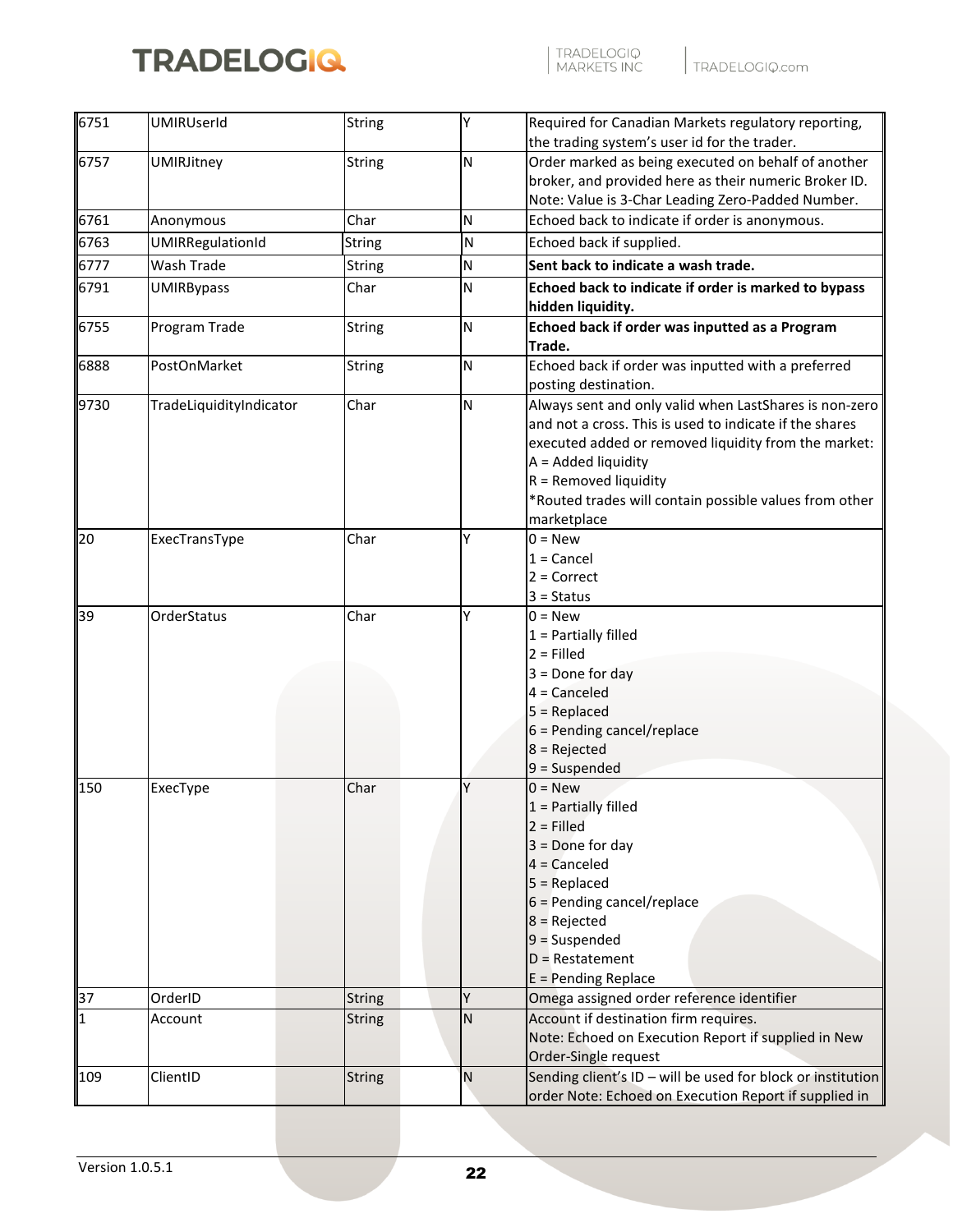| | | | | |
|---|---|---|---|---|
| 6751 | UMIRUserId | String | Y | Required for Canadian Markets regulatory reporting, the trading system's user id for the trader. |
| 6757 | UMIRJitney | String | N | Order marked as being executed on behalf of another broker, and provided here as their numeric Broker ID.<br>Note: Value is 3-Char Leading Zero-Padded Number. |
| 6761 | Anonymous | Char | N | Echoed back to indicate if order is anonymous. |
| 6763 | UMIRRegulationId | String | N | Echoed back if supplied. |
| 6777 | Wash Trade | String | N | **Sent back to indicate a wash trade.** |
| 6791 | UMIRBypass | Char | N | **Echoed back to indicate if order is marked to bypass hidden liquidity.** |
| 6755 | Program Trade | String | N | **Echoed back if order was inputted as a Program Trade.** |
| 6888 | PostOnMarket | String | N | Echoed back if order was inputted with a preferred posting destination. |
| 9730 | TradeLiquidityIndicator | Char | N | Always sent and only valid when LastShares is non-zero and not a cross. This is used to indicate if the shares executed added or removed liquidity from the market:<br>A = Added liquidity<br>R = Removed liquidity<br>*Routed trades will contain possible values from other marketplace |
| 20 | ExecTransType | Char | Y | 0 = New<br>1 = Cancel<br>2 = Correct<br>3 = Status |
| 39 | OrderStatus | Char | Y | 0 = New<br>1 = Partially filled<br>2 = Filled<br>3 = Done for day<br>4 = Canceled<br>5 = Replaced<br>6 = Pending cancel/replace<br>8 = Rejected<br>9 = Suspended |
| 150 | ExecType | Char | Y | 0 = New<br>1 = Partially filled<br>2 = Filled<br>3 = Done for day<br>4 = Canceled<br>5 = Replaced<br>6 = Pending cancel/replace<br>8 = Rejected<br>9 = Suspended<br>D = Restatement<br>E = Pending Replace |
| 37 | OrderID | String | Y | Omega assigned order reference identifier |
| 1 | Account | String | N | Account if destination firm requires.<br>Note: Echoed on Execution Report if supplied in New Order-Single request |
| 109 | ClientID | String | N | Sending client's ID – will be used for block or institution order Note: Echoed on Execution Report if supplied in |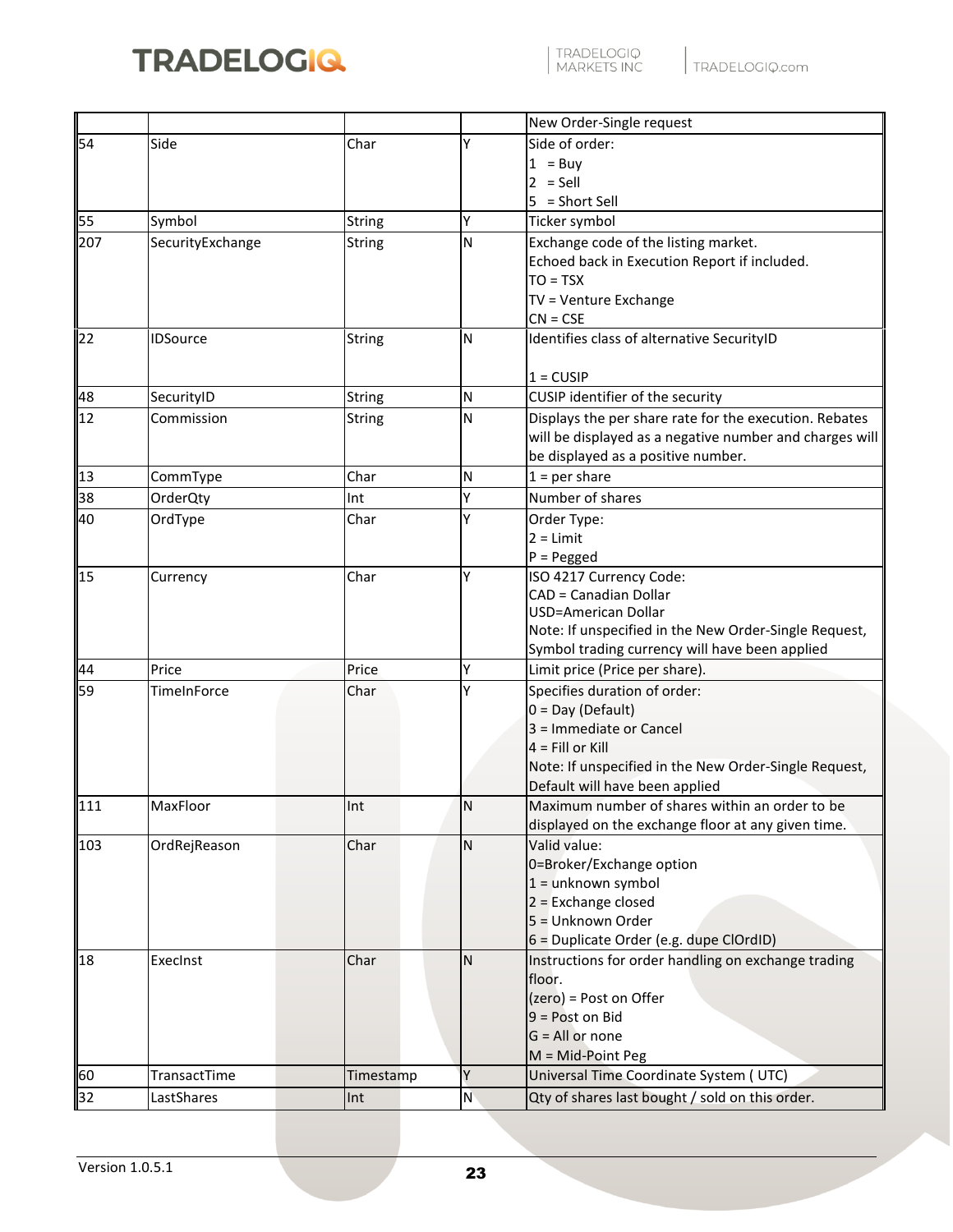| | | | | New Order-Single request |
|---|---|---|---|---|
| 54 | Side | Char | Y | Side of order:<br>1 = Buy<br>2 = Sell<br>5 = Short Sell |
| 55 | Symbol | String | Y | Ticker symbol |
| 207 | SecurityExchange | String | N | Exchange code of the listing market.<br>Echoed back in Execution Report if included.<br>TO = TSX<br>TV = Venture Exchange<br>CN = CSE |
| 22 | IDSource | String | N | Identifies class of alternative SecurityID<br><br>1 = CUSIP |
| 48 | SecurityID | String | N | CUSIP identifier of the security |
| 12 | Commission | String | N | Displays the per share rate for the execution. Rebates will be displayed as a negative number and charges will be displayed as a positive number. |
| 13 | CommType | Char | N | 1 = per share |
| 38 | OrderQty | Int | Y | Number of shares |
| 40 | OrdType | Char | Y | Order Type:<br>2 = Limit<br>P = Pegged |
| 15 | Currency | Char | Y | ISO 4217 Currency Code:<br>CAD = Canadian Dollar<br>USD=American Dollar<br>Note: If unspecified in the New Order-Single Request, Symbol trading currency will have been applied |
| 44 | Price | Price | Y | Limit price (Price per share). |
| 59 | TimeInForce | Char | Y | Specifies duration of order:<br>0 = Day (Default)<br>3 = Immediate or Cancel<br>4 = Fill or Kill<br>Note: If unspecified in the New Order-Single Request, Default will have been applied |
| 111 | MaxFloor | Int | N | Maximum number of shares within an order to be displayed on the exchange floor at any given time. |
| 103 | OrdRejReason | Char | N | Valid value:<br>0=Broker/Exchange option<br>1 = unknown symbol<br>2 = Exchange closed<br>5 = Unknown Order<br>6 = Duplicate Order (e.g. dupe ClOrdID) |
| 18 | ExecInst | Char | N | Instructions for order handling on exchange trading floor.<br>(zero) = Post on Offer<br>9 = Post on Bid<br>G = All or none<br>M = Mid-Point Peg |
| 60 | TransactTime | Timestamp | Y | Universal Time Coordinate System ( UTC) |
| 32 | LastShares | Int | N | Qty of shares last bought / sold on this order. |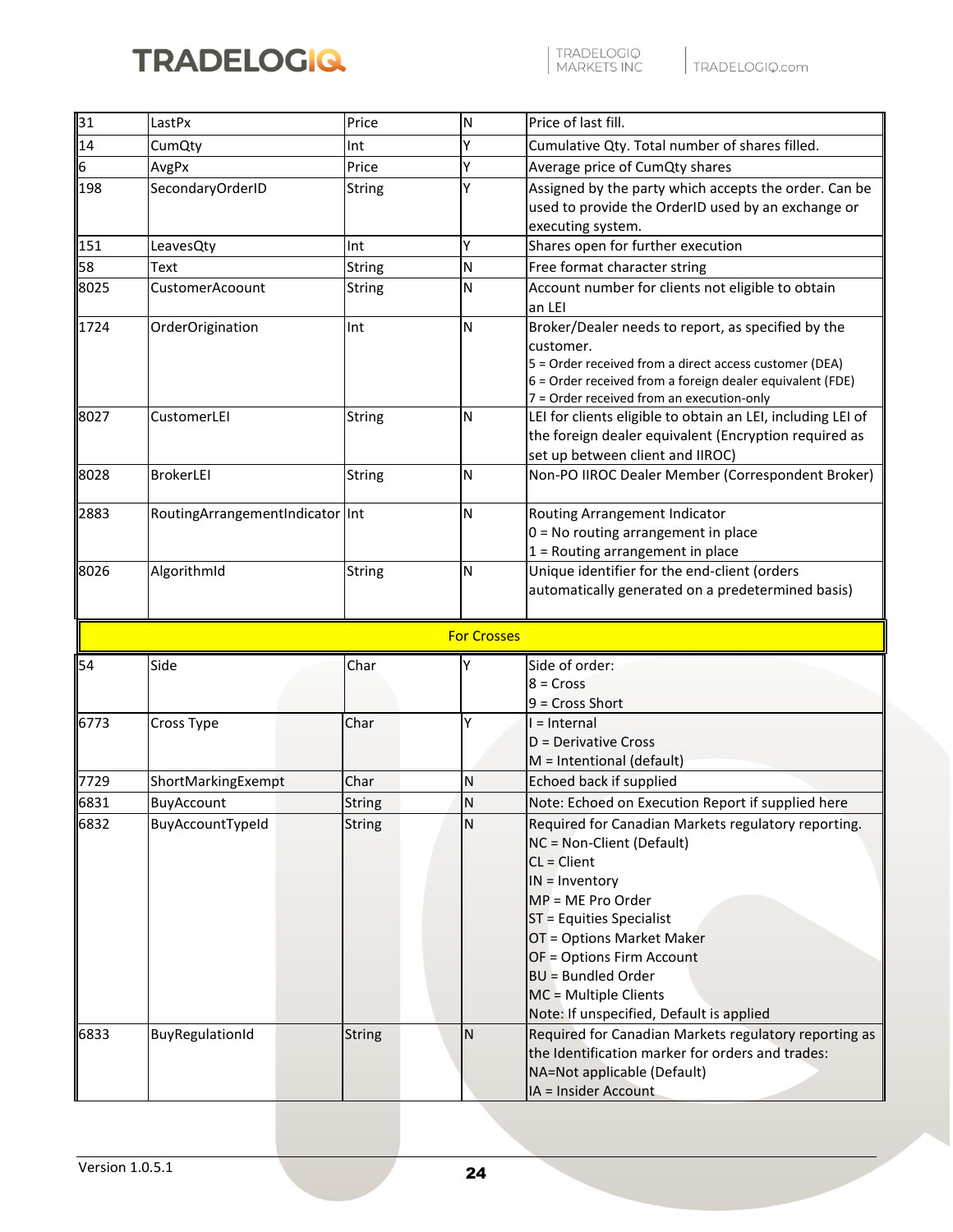| | | | | |
|---|---|---|---|---|
| 31 | LastPx | Price | N | Price of last fill. |
| 14 | CumQty | Int | Y | Cumulative Qty. Total number of shares filled. |
| 6 | AvgPx | Price | Y | Average price of CumQty shares |
| 198 | SecondaryOrderID | String | Y | Assigned by the party which accepts the order. Can be used to provide the OrderID used by an exchange or executing system. |
| 151 | LeavesQty | Int | Y | Shares open for further execution |
| 58 | Text | String | N | Free format character string |
| 8025 | CustomerAcoount | String | N | Account number for clients not eligible to obtain an LEI |
| 1724 | OrderOrigination | Int | N | Broker/Dealer needs to report, as specified by the customer.<br>5 = Order received from a direct access customer (DEA)<br>6 = Order received from a foreign dealer equivalent (FDE)<br>7 = Order received from an execution-only |
| 8027 | CustomerLEI | String | N | LEI for clients eligible to obtain an LEI, including LEI of the foreign dealer equivalent (Encryption required as set up between client and IIROC) |
| 8028 | BrokerLEI | String | N | Non-PO IIROC Dealer Member (Correspondent Broker) |
| 2883 | RoutingArrangementIndicator | Int | N | Routing Arrangement Indicator<br>0 = No routing arrangement in place<br>1 = Routing arrangement in place |
| 8026 | AlgorithmId | String | N | Unique identifier for the end-client (orders automatically generated on a predetermined basis) |
| | | **For Crosses** | | |
| 54 | Side | Char | Y | Side of order:<br>8 = Cross<br>9 = Cross Short |
| 6773 | Cross Type | Char | Y | I = Internal<br>D = Derivative Cross<br>M = Intentional (default) |
| 7729 | ShortMarkingExempt | Char | N | Echoed back if supplied |
| 6831 | BuyAccount | String | N | Note: Echoed on Execution Report if supplied here |
| 6832 | BuyAccountTypeId | String | N | Required for Canadian Markets regulatory reporting.<br>NC = Non-Client (Default)<br>CL = Client<br>IN = Inventory<br>MP = ME Pro Order<br>ST = Equities Specialist<br>OT = Options Market Maker<br>OF = Options Firm Account<br>BU = Bundled Order<br>MC = Multiple Clients<br>Note: If unspecified, Default is applied |
| 6833 | BuyRegulationId | String | N | Required for Canadian Markets regulatory reporting as the Identification marker for orders and trades:<br>NA=Not applicable (Default)<br>IA = Insider Account |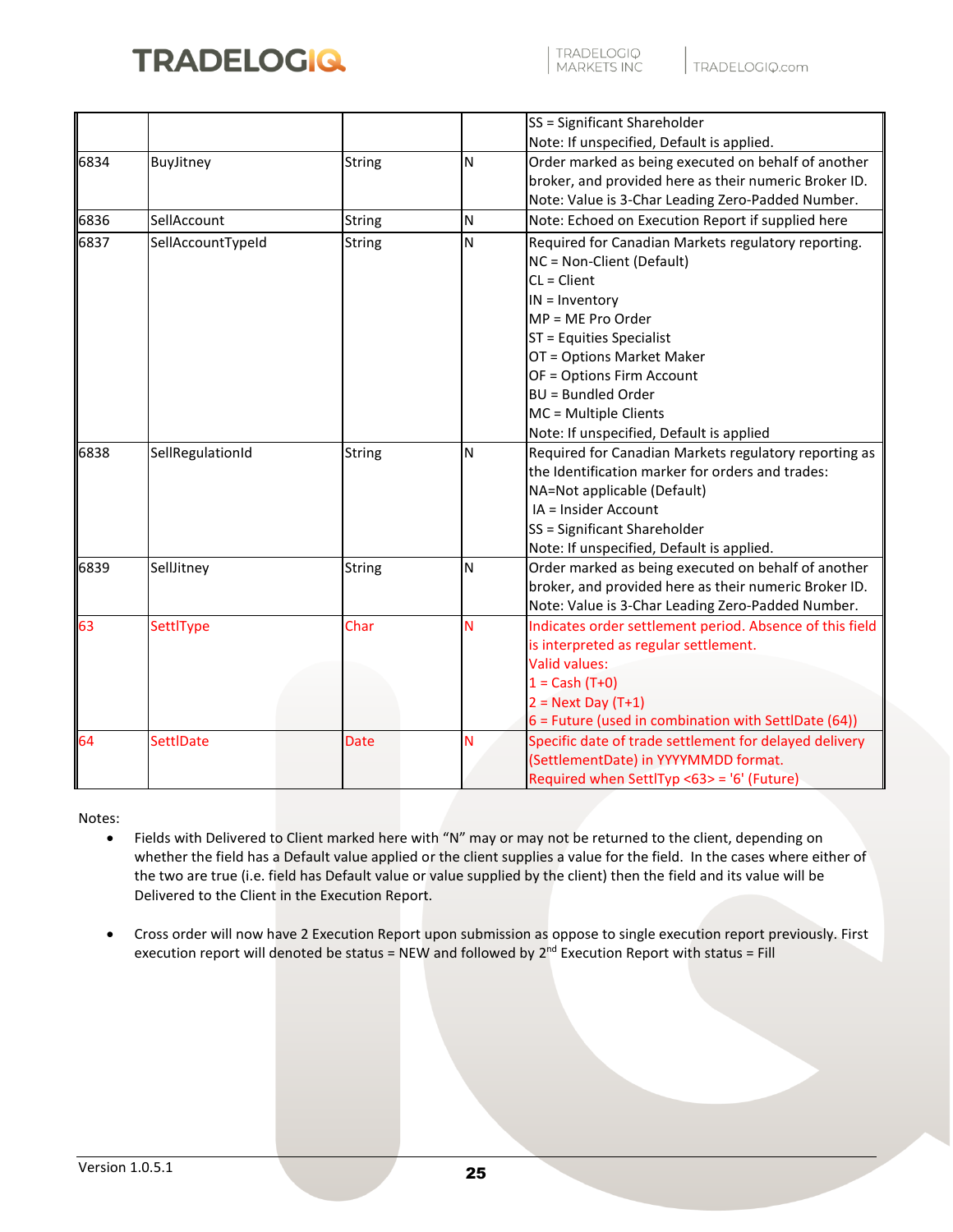| | | | | SS = Significant Shareholder<br>Note: If unspecified, Default is applied. |
|---|---|---|---|---|
| 6834 | BuyJitney | String | N | Order marked as being executed on behalf of another broker, and provided here as their numeric Broker ID.<br>Note: Value is 3-Char Leading Zero-Padded Number. |
| 6836 | SellAccount | String | N | Note: Echoed on Execution Report if supplied here |
| 6837 | SellAccountTypeId | String | N | Required for Canadian Markets regulatory reporting.<br>NC = Non-Client (Default)<br>CL = Client<br>IN = Inventory<br>MP = ME Pro Order<br>ST = Equities Specialist<br>OT = Options Market Maker<br>OF = Options Firm Account<br>BU = Bundled Order<br>MC = Multiple Clients<br>Note: If unspecified, Default is applied |
| 6838 | SellRegulationId | String | N | Required for Canadian Markets regulatory reporting as the Identification marker for orders and trades:<br>NA=Not applicable (Default)<br>IA = Insider Account<br>SS = Significant Shareholder<br>Note: If unspecified, Default is applied. |
| 6839 | SellJitney | String | N | Order marked as being executed on behalf of another broker, and provided here as their numeric Broker ID.<br>Note: Value is 3-Char Leading Zero-Padded Number. |
| 63 | SettlType | Char | N | Indicates order settlement period. Absence of this field is interpreted as regular settlement.<br>Valid values:<br>1 = Cash (T+0)<br>2 = Next Day (T+1)<br>6 = Future (used in combination with SettlDate (64)) |
| 64 | SettlDate | Date | N | Specific date of trade settlement for delayed delivery (SettlementDate) in YYYYMMDD format.<br>Required when SettlTyp <63> = '6' (Future) |

Notes:

- Fields with Delivered to Client marked here with "N" may or may not be returned to the client, depending on whether the field has a Default value applied or the client supplies a value for the field. In the cases where either of the two are true (i.e. field has Default value or value supplied by the client) then the field and its value will be Delivered to the Client in the Execution Report.

- Cross order will now have 2 Execution Report upon submission as oppose to single execution report previously. First execution report will denoted be status = NEW and followed by 2nd Execution Report with status = Fill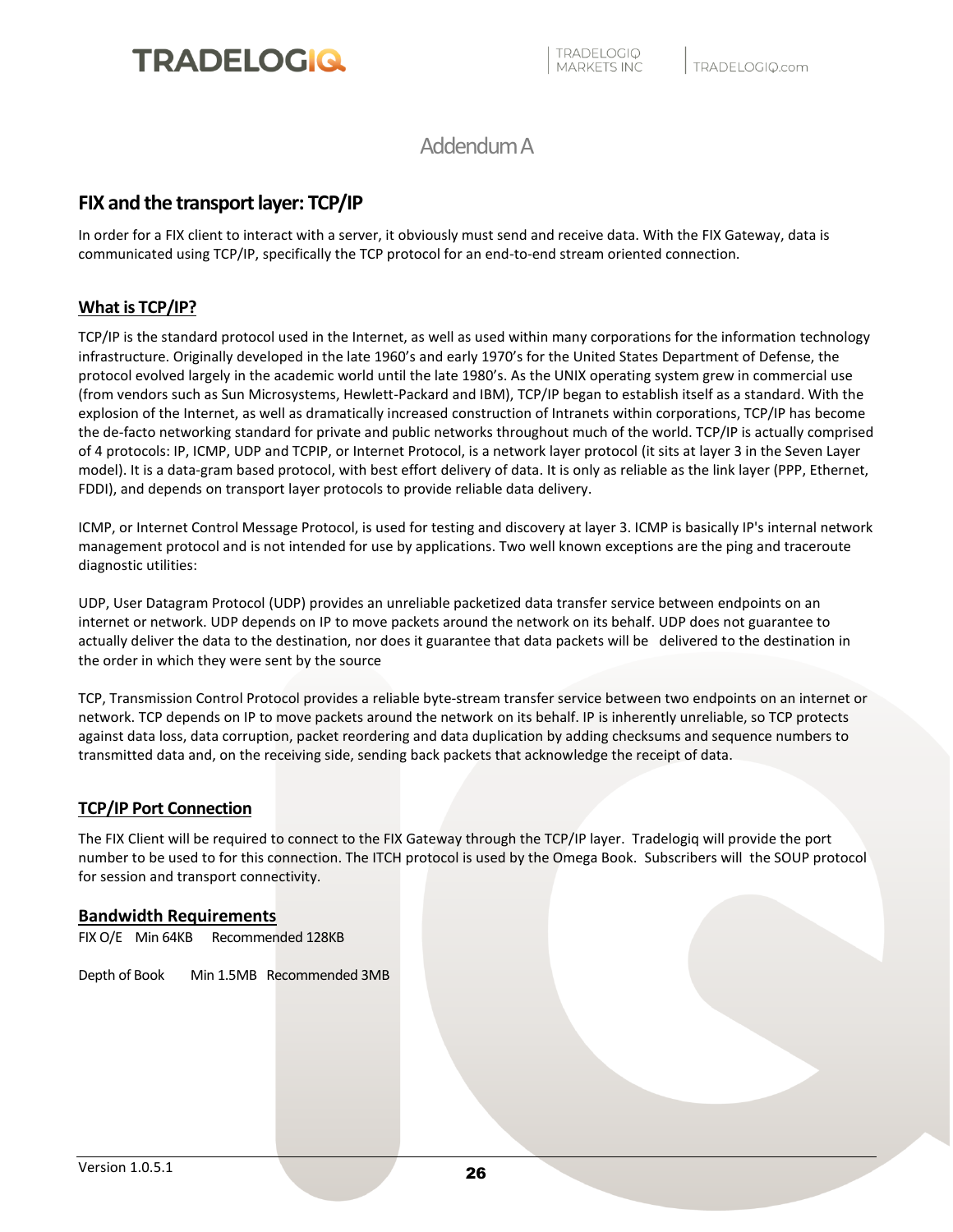# Addendum A

## FIX and the transport layer: TCP/IP

In order for a FIX client to interact with a server, it obviously must send and receive data. With the FIX Gateway, data is communicated using TCP/IP, specifically the TCP protocol for an end-to-end stream oriented connection.

### What is TCP/IP?

TCP/IP is the standard protocol used in the Internet, as well as used within many corporations for the information technology infrastructure. Originally developed in the late 1960's and early 1970's for the United States Department of Defense, the protocol evolved largely in the academic world until the late 1980's. As the UNIX operating system grew in commercial use (from vendors such as Sun Microsystems, Hewlett-Packard and IBM), TCP/IP began to establish itself as a standard. With the explosion of the Internet, as well as dramatically increased construction of Intranets within corporations, TCP/IP has become the de-facto networking standard for private and public networks throughout much of the world. TCP/IP is actually comprised of 4 protocols: IP, ICMP, UDP and TCPIP, or Internet Protocol, is a network layer protocol (it sits at layer 3 in the Seven Layer model). It is a data-gram based protocol, with best effort delivery of data. It is only as reliable as the link layer (PPP, Ethernet, FDDI), and depends on transport layer protocols to provide reliable data delivery.

ICMP, or Internet Control Message Protocol, is used for testing and discovery at layer 3. ICMP is basically IP's internal network management protocol and is not intended for use by applications. Two well known exceptions are the ping and traceroute diagnostic utilities:

UDP, User Datagram Protocol (UDP) provides an unreliable packetized data transfer service between endpoints on an internet or network. UDP depends on IP to move packets around the network on its behalf. UDP does not guarantee to actually deliver the data to the destination, nor does it guarantee that data packets will be delivered to the destination in the order in which they were sent by the source

TCP, Transmission Control Protocol provides a reliable byte-stream transfer service between two endpoints on an internet or network. TCP depends on IP to move packets around the network on its behalf. IP is inherently unreliable, so TCP protects against data loss, data corruption, packet reordering and data duplication by adding checksums and sequence numbers to transmitted data and, on the receiving side, sending back packets that acknowledge the receipt of data.

### TCP/IP Port Connection

The FIX Client will be required to connect to the FIX Gateway through the TCP/IP layer. Tradelogiq will provide the port number to be used to for this connection. The ITCH protocol is used by the Omega Book. Subscribers will the SOUP protocol for session and transport connectivity.

### Bandwidth Requirements

FIX O/E Min 64KB Recommended 128KB

Depth of Book Min 1.5MB Recommended 3MB